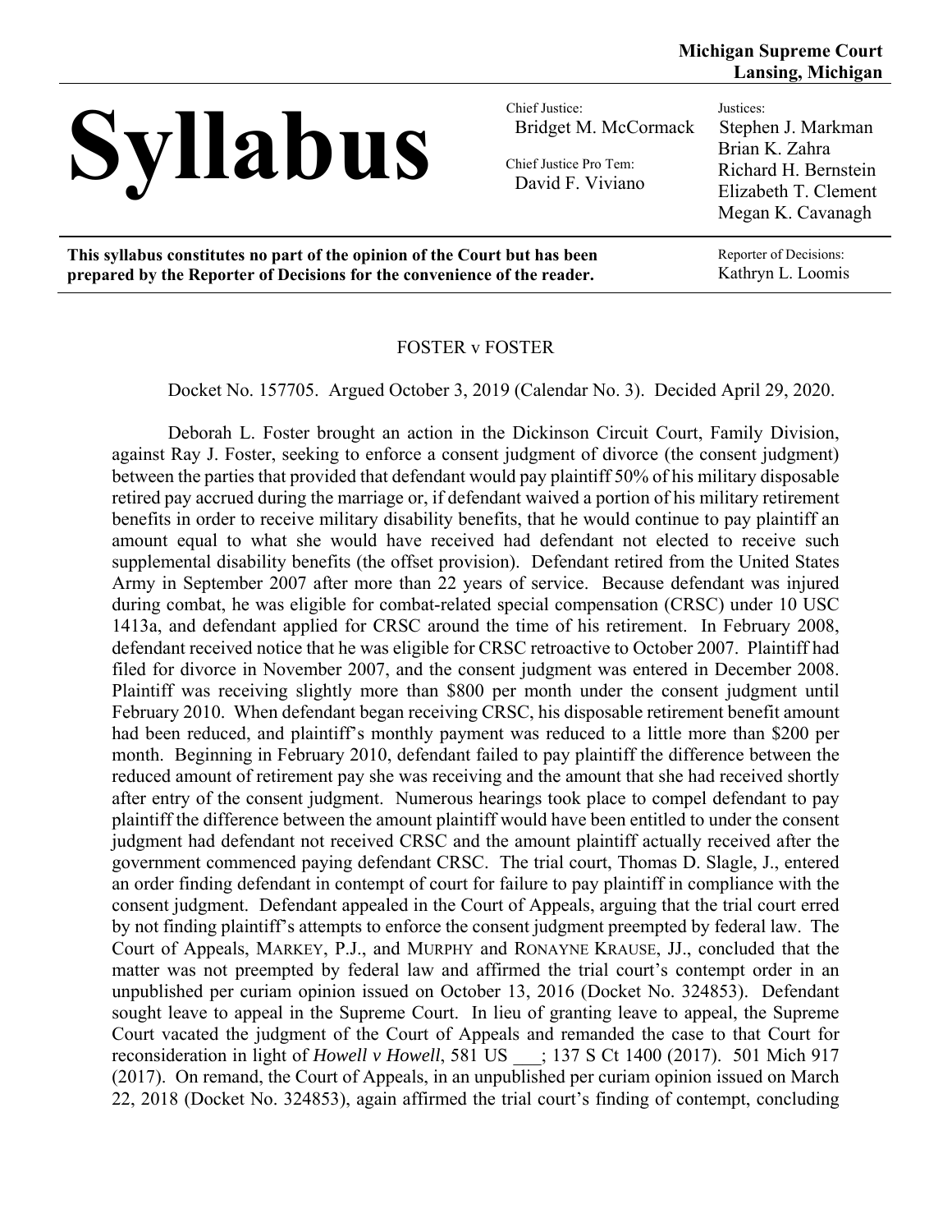**Michigan Supreme Court**
**Lansing, Michigan**

# Syllabus

Chief Justice:
Bridget M. McCormack

Chief Justice Pro Tem:
David F. Viviano

Justices:
Stephen J. Markman
Brian K. Zahra
Richard H. Bernstein
Elizabeth T. Clement
Megan K. Cavanagh

**This syllabus constitutes no part of the opinion of the Court but has been prepared by the Reporter of Decisions for the convenience of the reader.**

Reporter of Decisions:
Kathryn L. Loomis

FOSTER v FOSTER

Docket No. 157705. Argued October 3, 2019 (Calendar No. 3). Decided April 29, 2020.

Deborah L. Foster brought an action in the Dickinson Circuit Court, Family Division, against Ray J. Foster, seeking to enforce a consent judgment of divorce (the consent judgment) between the parties that provided that defendant would pay plaintiff 50% of his military disposable retired pay accrued during the marriage or, if defendant waived a portion of his military retirement benefits in order to receive military disability benefits, that he would continue to pay plaintiff an amount equal to what she would have received had defendant not elected to receive such supplemental disability benefits (the offset provision). Defendant retired from the United States Army in September 2007 after more than 22 years of service. Because defendant was injured during combat, he was eligible for combat-related special compensation (CRSC) under 10 USC 1413a, and defendant applied for CRSC around the time of his retirement. In February 2008, defendant received notice that he was eligible for CRSC retroactive to October 2007. Plaintiff had filed for divorce in November 2007, and the consent judgment was entered in December 2008. Plaintiff was receiving slightly more than $800 per month under the consent judgment until February 2010. When defendant began receiving CRSC, his disposable retirement benefit amount had been reduced, and plaintiff's monthly payment was reduced to a little more than $200 per month. Beginning in February 2010, defendant failed to pay plaintiff the difference between the reduced amount of retirement pay she was receiving and the amount that she had received shortly after entry of the consent judgment. Numerous hearings took place to compel defendant to pay plaintiff the difference between the amount plaintiff would have been entitled to under the consent judgment had defendant not received CRSC and the amount plaintiff actually received after the government commenced paying defendant CRSC. The trial court, Thomas D. Slagle, J., entered an order finding defendant in contempt of court for failure to pay plaintiff in compliance with the consent judgment. Defendant appealed in the Court of Appeals, arguing that the trial court erred by not finding plaintiff's attempts to enforce the consent judgment preempted by federal law. The Court of Appeals, MARKEY, P.J., and MURPHY and RONAYNE KRAUSE, JJ., concluded that the matter was not preempted by federal law and affirmed the trial court's contempt order in an unpublished per curiam opinion issued on October 13, 2016 (Docket No. 324853). Defendant sought leave to appeal in the Supreme Court. In lieu of granting leave to appeal, the Supreme Court vacated the judgment of the Court of Appeals and remanded the case to that Court for reconsideration in light of *Howell v Howell*, 581 US ___; 137 S Ct 1400 (2017). 501 Mich 917 (2017). On remand, the Court of Appeals, in an unpublished per curiam opinion issued on March 22, 2018 (Docket No. 324853), again affirmed the trial court's finding of contempt, concluding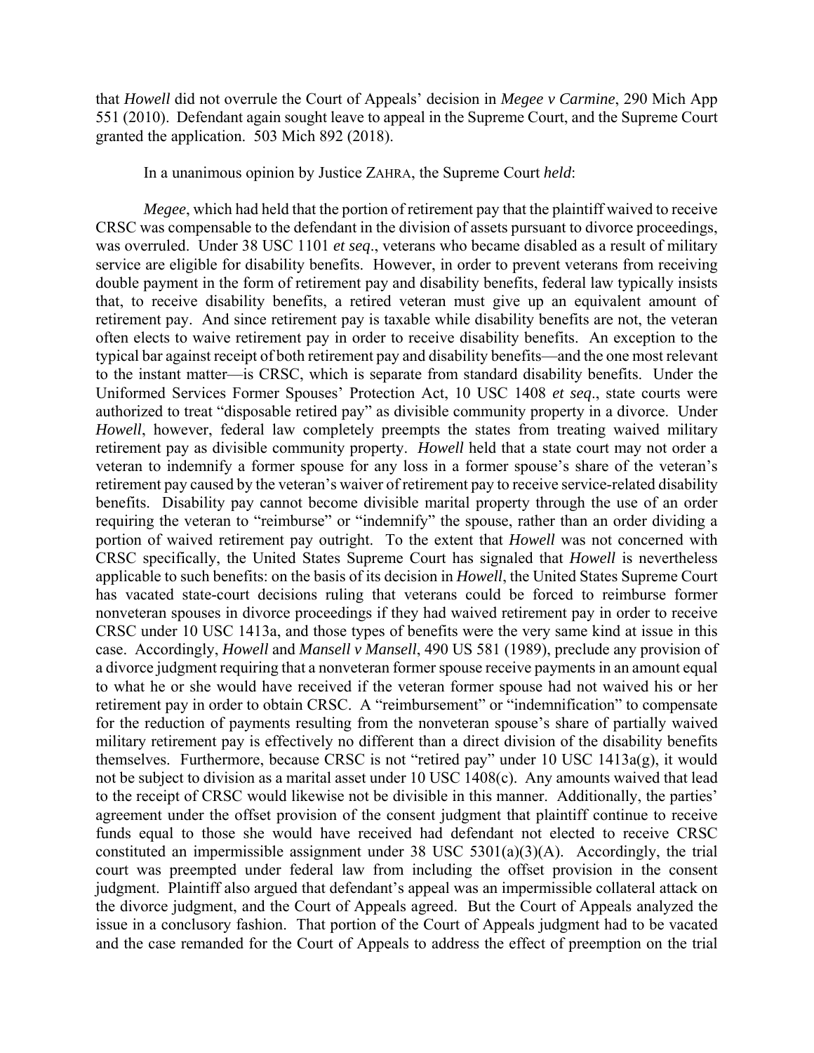that *Howell* did not overrule the Court of Appeals' decision in *Megee v Carmine*, 290 Mich App 551 (2010). Defendant again sought leave to appeal in the Supreme Court, and the Supreme Court granted the application. 503 Mich 892 (2018).

In a unanimous opinion by Justice ZAHRA, the Supreme Court *held*:

*Megee*, which had held that the portion of retirement pay that the plaintiff waived to receive CRSC was compensable to the defendant in the division of assets pursuant to divorce proceedings, was overruled. Under 38 USC 1101 *et seq*., veterans who became disabled as a result of military service are eligible for disability benefits. However, in order to prevent veterans from receiving double payment in the form of retirement pay and disability benefits, federal law typically insists that, to receive disability benefits, a retired veteran must give up an equivalent amount of retirement pay. And since retirement pay is taxable while disability benefits are not, the veteran often elects to waive retirement pay in order to receive disability benefits. An exception to the typical bar against receipt of both retirement pay and disability benefits—and the one most relevant to the instant matter—is CRSC, which is separate from standard disability benefits. Under the Uniformed Services Former Spouses' Protection Act, 10 USC 1408 *et seq*., state courts were authorized to treat "disposable retired pay" as divisible community property in a divorce. Under *Howell*, however, federal law completely preempts the states from treating waived military retirement pay as divisible community property. *Howell* held that a state court may not order a veteran to indemnify a former spouse for any loss in a former spouse's share of the veteran's retirement pay caused by the veteran's waiver of retirement pay to receive service-related disability benefits. Disability pay cannot become divisible marital property through the use of an order requiring the veteran to "reimburse" or "indemnify" the spouse, rather than an order dividing a portion of waived retirement pay outright. To the extent that *Howell* was not concerned with CRSC specifically, the United States Supreme Court has signaled that *Howell* is nevertheless applicable to such benefits: on the basis of its decision in *Howell*, the United States Supreme Court has vacated state-court decisions ruling that veterans could be forced to reimburse former nonveteran spouses in divorce proceedings if they had waived retirement pay in order to receive CRSC under 10 USC 1413a, and those types of benefits were the very same kind at issue in this case. Accordingly, *Howell* and *Mansell v Mansell*, 490 US 581 (1989), preclude any provision of a divorce judgment requiring that a nonveteran former spouse receive payments in an amount equal to what he or she would have received if the veteran former spouse had not waived his or her retirement pay in order to obtain CRSC. A "reimbursement" or "indemnification" to compensate for the reduction of payments resulting from the nonveteran spouse's share of partially waived military retirement pay is effectively no different than a direct division of the disability benefits themselves. Furthermore, because CRSC is not "retired pay" under 10 USC 1413a(g), it would not be subject to division as a marital asset under 10 USC 1408(c). Any amounts waived that lead to the receipt of CRSC would likewise not be divisible in this manner. Additionally, the parties' agreement under the offset provision of the consent judgment that plaintiff continue to receive funds equal to those she would have received had defendant not elected to receive CRSC constituted an impermissible assignment under 38 USC 5301(a)(3)(A). Accordingly, the trial court was preempted under federal law from including the offset provision in the consent judgment. Plaintiff also argued that defendant's appeal was an impermissible collateral attack on the divorce judgment, and the Court of Appeals agreed. But the Court of Appeals analyzed the issue in a conclusory fashion. That portion of the Court of Appeals judgment had to be vacated and the case remanded for the Court of Appeals to address the effect of preemption on the trial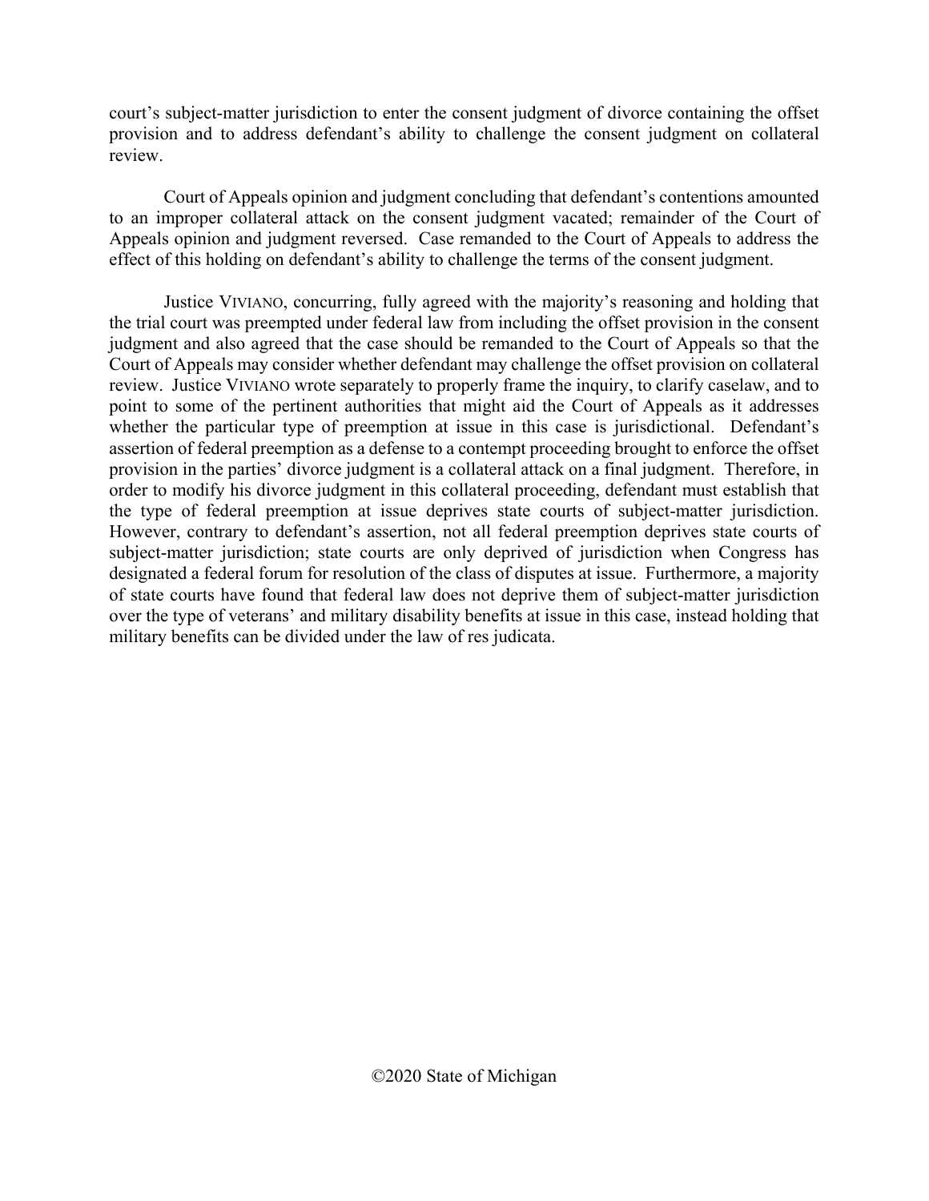court's subject-matter jurisdiction to enter the consent judgment of divorce containing the offset provision and to address defendant's ability to challenge the consent judgment on collateral review.

Court of Appeals opinion and judgment concluding that defendant's contentions amounted to an improper collateral attack on the consent judgment vacated; remainder of the Court of Appeals opinion and judgment reversed. Case remanded to the Court of Appeals to address the effect of this holding on defendant's ability to challenge the terms of the consent judgment.

Justice VIVIANO, concurring, fully agreed with the majority's reasoning and holding that the trial court was preempted under federal law from including the offset provision in the consent judgment and also agreed that the case should be remanded to the Court of Appeals so that the Court of Appeals may consider whether defendant may challenge the offset provision on collateral review. Justice VIVIANO wrote separately to properly frame the inquiry, to clarify caselaw, and to point to some of the pertinent authorities that might aid the Court of Appeals as it addresses whether the particular type of preemption at issue in this case is jurisdictional. Defendant's assertion of federal preemption as a defense to a contempt proceeding brought to enforce the offset provision in the parties' divorce judgment is a collateral attack on a final judgment. Therefore, in order to modify his divorce judgment in this collateral proceeding, defendant must establish that the type of federal preemption at issue deprives state courts of subject-matter jurisdiction. However, contrary to defendant's assertion, not all federal preemption deprives state courts of subject-matter jurisdiction; state courts are only deprived of jurisdiction when Congress has designated a federal forum for resolution of the class of disputes at issue. Furthermore, a majority of state courts have found that federal law does not deprive them of subject-matter jurisdiction over the type of veterans' and military disability benefits at issue in this case, instead holding that military benefits can be divided under the law of res judicata.

©2020 State of Michigan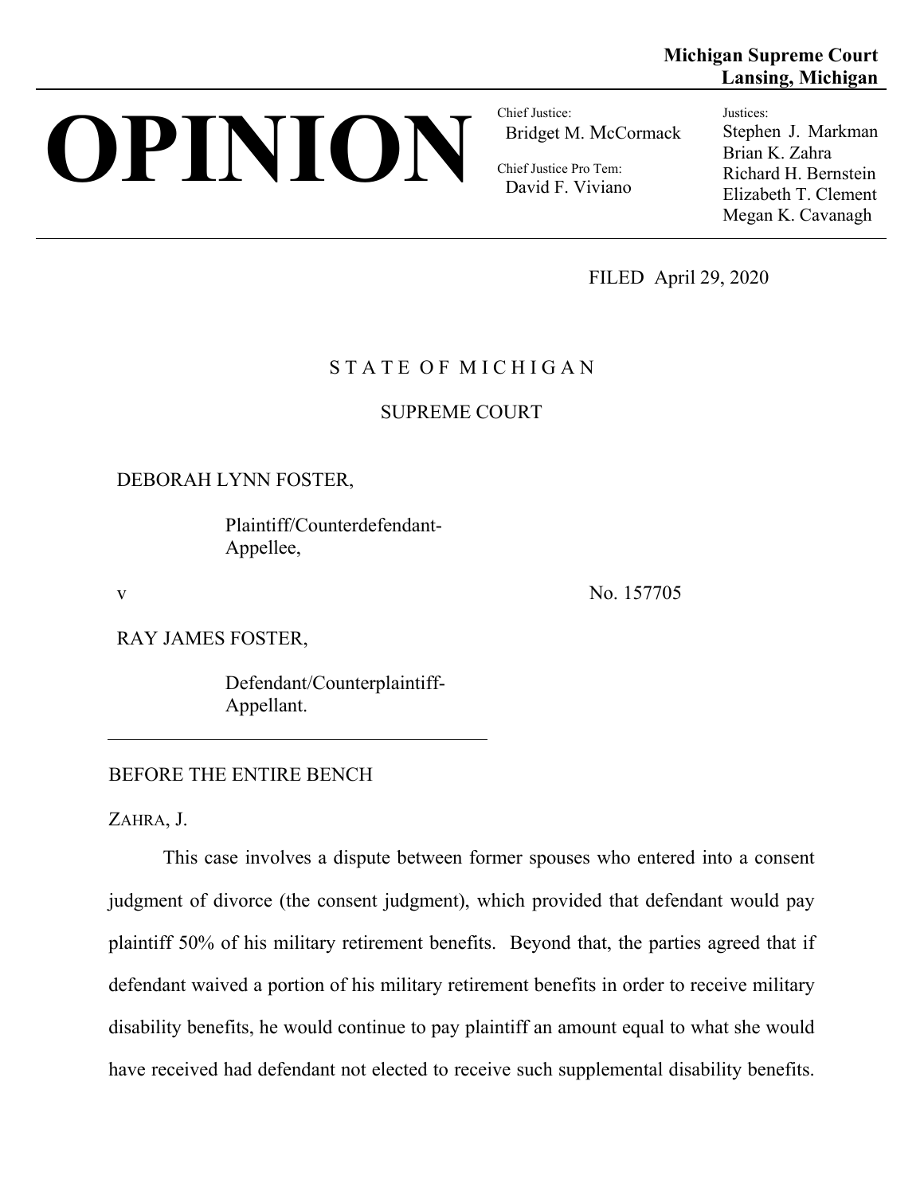**Michigan Supreme Court**
**Lansing, Michigan**

# OPINION

Chief Justice:
Bridget M. McCormack

Chief Justice Pro Tem:
David F. Viviano

Justices:
Stephen J. Markman
Brian K. Zahra
Richard H. Bernstein
Elizabeth T. Clement
Megan K. Cavanagh

FILED April 29, 2020

S T A T E O F M I C H I G A N

SUPREME COURT

DEBORAH LYNN FOSTER,

Plaintiff/Counterdefendant-Appellee,

v

No. 157705

RAY JAMES FOSTER,

Defendant/Counterplaintiff-Appellant.

---

BEFORE THE ENTIRE BENCH

ZAHRA, J.

This case involves a dispute between former spouses who entered into a consent judgment of divorce (the consent judgment), which provided that defendant would pay plaintiff 50% of his military retirement benefits. Beyond that, the parties agreed that if defendant waived a portion of his military retirement benefits in order to receive military disability benefits, he would continue to pay plaintiff an amount equal to what she would have received had defendant not elected to receive such supplemental disability benefits.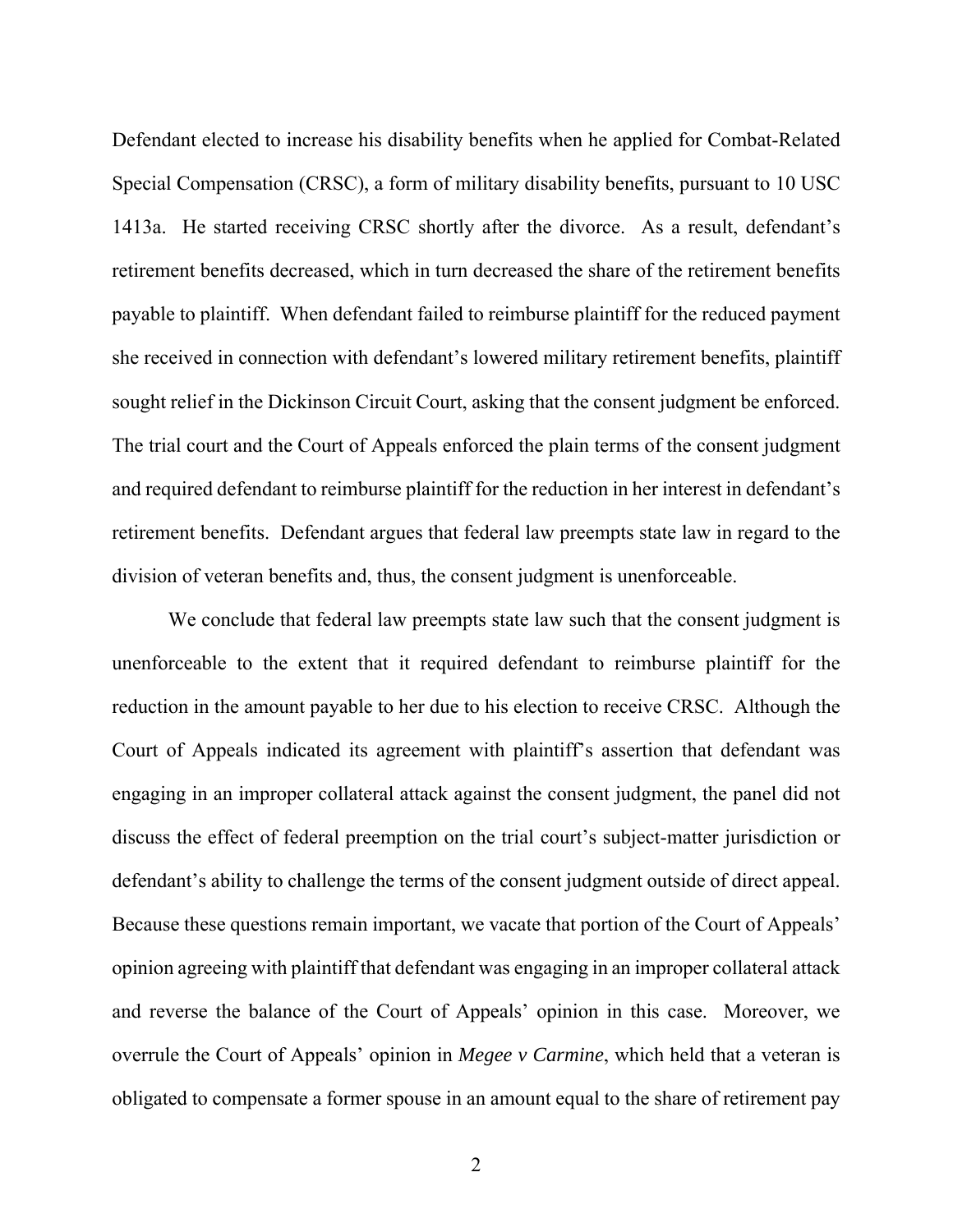Defendant elected to increase his disability benefits when he applied for Combat-Related Special Compensation (CRSC), a form of military disability benefits, pursuant to 10 USC 1413a. He started receiving CRSC shortly after the divorce. As a result, defendant's retirement benefits decreased, which in turn decreased the share of the retirement benefits payable to plaintiff. When defendant failed to reimburse plaintiff for the reduced payment she received in connection with defendant's lowered military retirement benefits, plaintiff sought relief in the Dickinson Circuit Court, asking that the consent judgment be enforced. The trial court and the Court of Appeals enforced the plain terms of the consent judgment and required defendant to reimburse plaintiff for the reduction in her interest in defendant's retirement benefits. Defendant argues that federal law preempts state law in regard to the division of veteran benefits and, thus, the consent judgment is unenforceable.

We conclude that federal law preempts state law such that the consent judgment is unenforceable to the extent that it required defendant to reimburse plaintiff for the reduction in the amount payable to her due to his election to receive CRSC. Although the Court of Appeals indicated its agreement with plaintiff's assertion that defendant was engaging in an improper collateral attack against the consent judgment, the panel did not discuss the effect of federal preemption on the trial court's subject-matter jurisdiction or defendant's ability to challenge the terms of the consent judgment outside of direct appeal. Because these questions remain important, we vacate that portion of the Court of Appeals' opinion agreeing with plaintiff that defendant was engaging in an improper collateral attack and reverse the balance of the Court of Appeals' opinion in this case. Moreover, we overrule the Court of Appeals' opinion in *Megee v Carmine*, which held that a veteran is obligated to compensate a former spouse in an amount equal to the share of retirement pay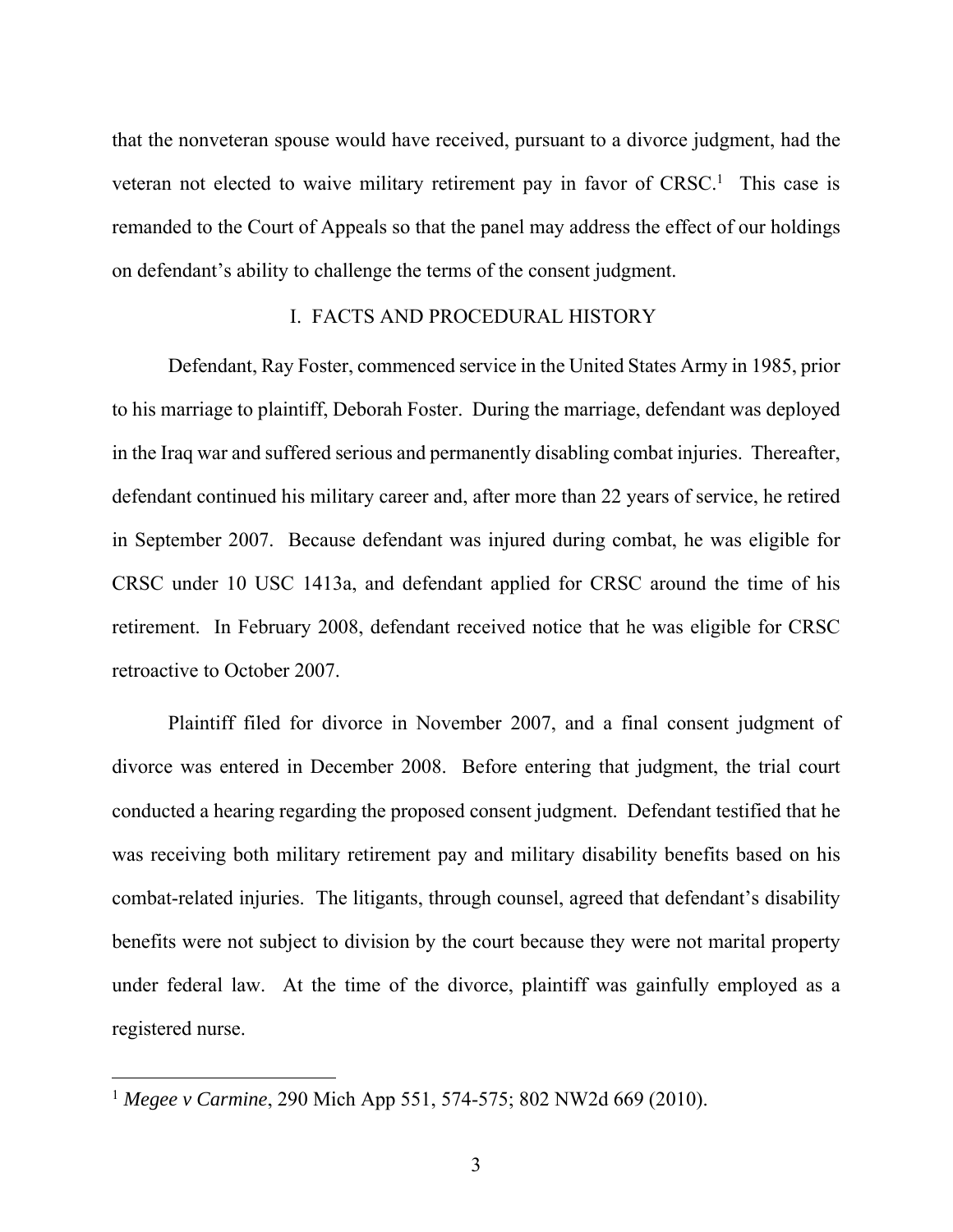that the nonveteran spouse would have received, pursuant to a divorce judgment, had the veteran not elected to waive military retirement pay in favor of CRSC.[1] This case is remanded to the Court of Appeals so that the panel may address the effect of our holdings on defendant's ability to challenge the terms of the consent judgment.

## I. FACTS AND PROCEDURAL HISTORY

Defendant, Ray Foster, commenced service in the United States Army in 1985, prior to his marriage to plaintiff, Deborah Foster. During the marriage, defendant was deployed in the Iraq war and suffered serious and permanently disabling combat injuries. Thereafter, defendant continued his military career and, after more than 22 years of service, he retired in September 2007. Because defendant was injured during combat, he was eligible for CRSC under 10 USC 1413a, and defendant applied for CRSC around the time of his retirement. In February 2008, defendant received notice that he was eligible for CRSC retroactive to October 2007.

Plaintiff filed for divorce in November 2007, and a final consent judgment of divorce was entered in December 2008. Before entering that judgment, the trial court conducted a hearing regarding the proposed consent judgment. Defendant testified that he was receiving both military retirement pay and military disability benefits based on his combat-related injuries. The litigants, through counsel, agreed that defendant's disability benefits were not subject to division by the court because they were not marital property under federal law. At the time of the divorce, plaintiff was gainfully employed as a registered nurse.

---

[1] *Megee v Carmine*, 290 Mich App 551, 574-575; 802 NW2d 669 (2010).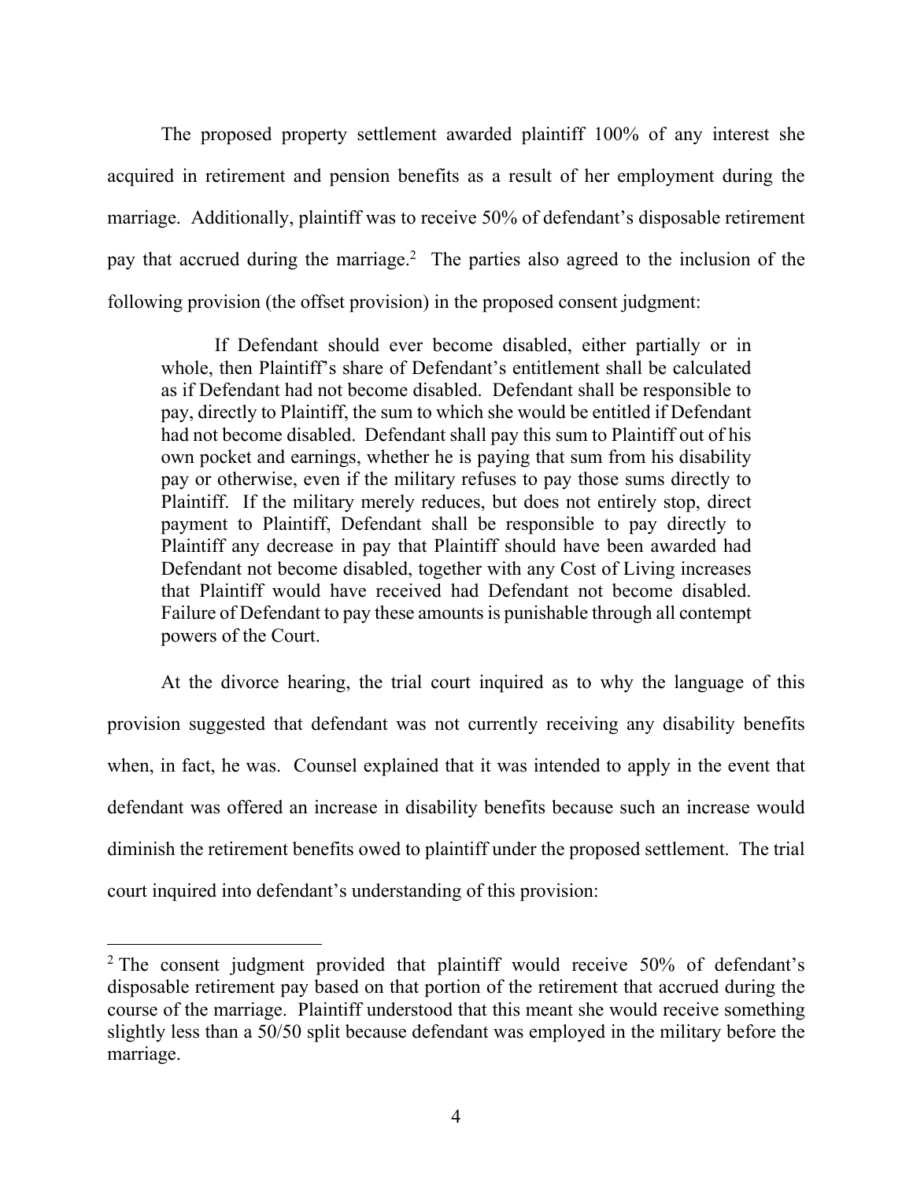The proposed property settlement awarded plaintiff 100% of any interest she acquired in retirement and pension benefits as a result of her employment during the marriage. Additionally, plaintiff was to receive 50% of defendant's disposable retirement pay that accrued during the marriage.[2] The parties also agreed to the inclusion of the following provision (the offset provision) in the proposed consent judgment:

> If Defendant should ever become disabled, either partially or in whole, then Plaintiff's share of Defendant's entitlement shall be calculated as if Defendant had not become disabled. Defendant shall be responsible to pay, directly to Plaintiff, the sum to which she would be entitled if Defendant had not become disabled. Defendant shall pay this sum to Plaintiff out of his own pocket and earnings, whether he is paying that sum from his disability pay or otherwise, even if the military refuses to pay those sums directly to Plaintiff. If the military merely reduces, but does not entirely stop, direct payment to Plaintiff, Defendant shall be responsible to pay directly to Plaintiff any decrease in pay that Plaintiff should have been awarded had Defendant not become disabled, together with any Cost of Living increases that Plaintiff would have received had Defendant not become disabled. Failure of Defendant to pay these amounts is punishable through all contempt powers of the Court.

At the divorce hearing, the trial court inquired as to why the language of this provision suggested that defendant was not currently receiving any disability benefits when, in fact, he was. Counsel explained that it was intended to apply in the event that defendant was offered an increase in disability benefits because such an increase would diminish the retirement benefits owed to plaintiff under the proposed settlement. The trial court inquired into defendant's understanding of this provision:

---

[2] The consent judgment provided that plaintiff would receive 50% of defendant's disposable retirement pay based on that portion of the retirement that accrued during the course of the marriage. Plaintiff understood that this meant she would receive something slightly less than a 50/50 split because defendant was employed in the military before the marriage.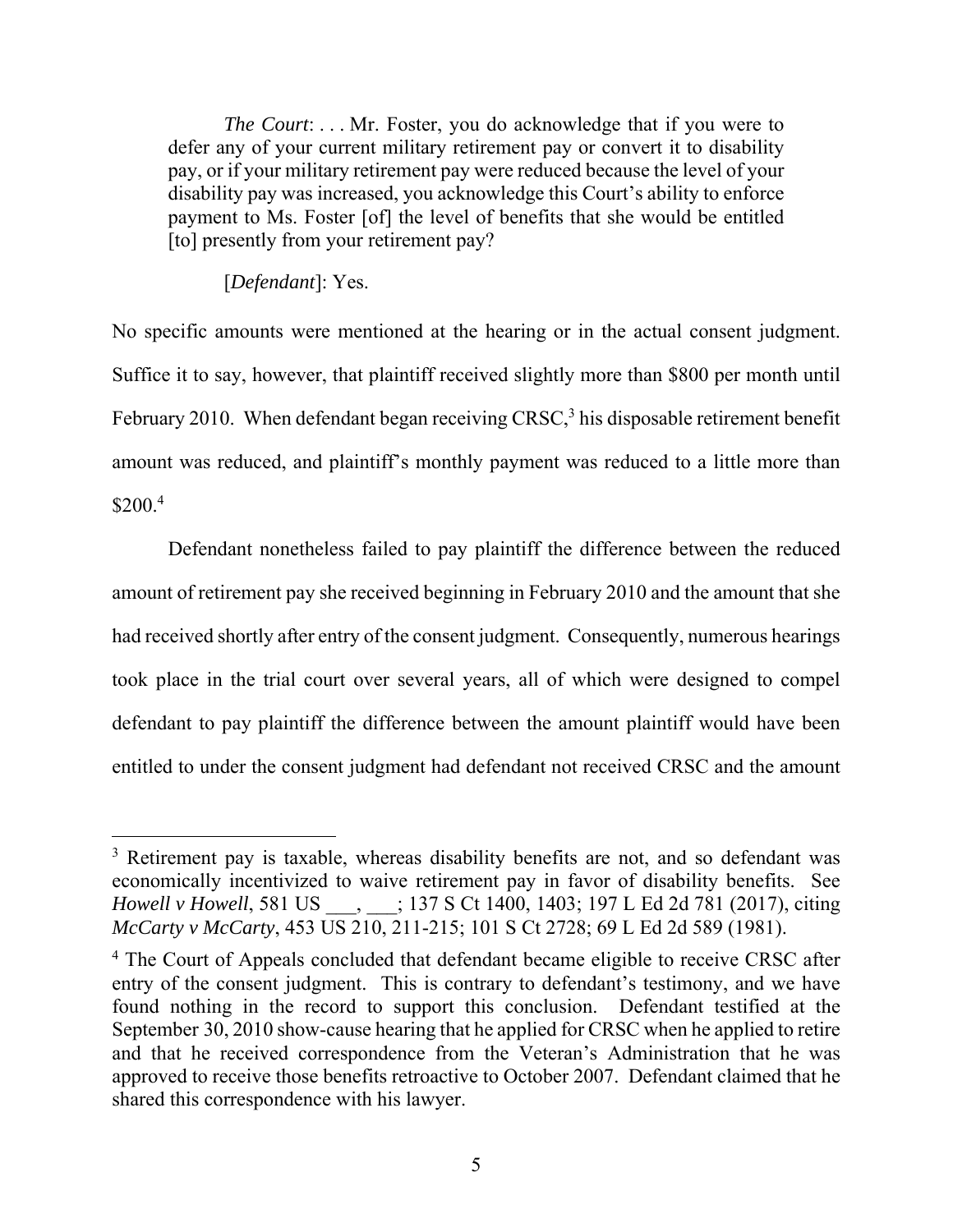> *The Court*: . . . Mr. Foster, you do acknowledge that if you were to defer any of your current military retirement pay or convert it to disability pay, or if your military retirement pay were reduced because the level of your disability pay was increased, you acknowledge this Court's ability to enforce payment to Ms. Foster [of] the level of benefits that she would be entitled [to] presently from your retirement pay?
>
> [*Defendant*]: Yes.

No specific amounts were mentioned at the hearing or in the actual consent judgment. Suffice it to say, however, that plaintiff received slightly more than $800 per month until February 2010. When defendant began receiving CRSC,[3] his disposable retirement benefit amount was reduced, and plaintiff's monthly payment was reduced to a little more than $200.[4]

Defendant nonetheless failed to pay plaintiff the difference between the reduced amount of retirement pay she received beginning in February 2010 and the amount that she had received shortly after entry of the consent judgment. Consequently, numerous hearings took place in the trial court over several years, all of which were designed to compel defendant to pay plaintiff the difference between the amount plaintiff would have been entitled to under the consent judgment had defendant not received CRSC and the amount

---

[3] Retirement pay is taxable, whereas disability benefits are not, and so defendant was economically incentivized to waive retirement pay in favor of disability benefits. See *Howell v Howell*, 581 US \_\_\_, \_\_\_; 137 S Ct 1400, 1403; 197 L Ed 2d 781 (2017), citing *McCarty v McCarty*, 453 US 210, 211-215; 101 S Ct 2728; 69 L Ed 2d 589 (1981).

[4] The Court of Appeals concluded that defendant became eligible to receive CRSC after entry of the consent judgment. This is contrary to defendant's testimony, and we have found nothing in the record to support this conclusion. Defendant testified at the September 30, 2010 show-cause hearing that he applied for CRSC when he applied to retire and that he received correspondence from the Veteran's Administration that he was approved to receive those benefits retroactive to October 2007. Defendant claimed that he shared this correspondence with his lawyer.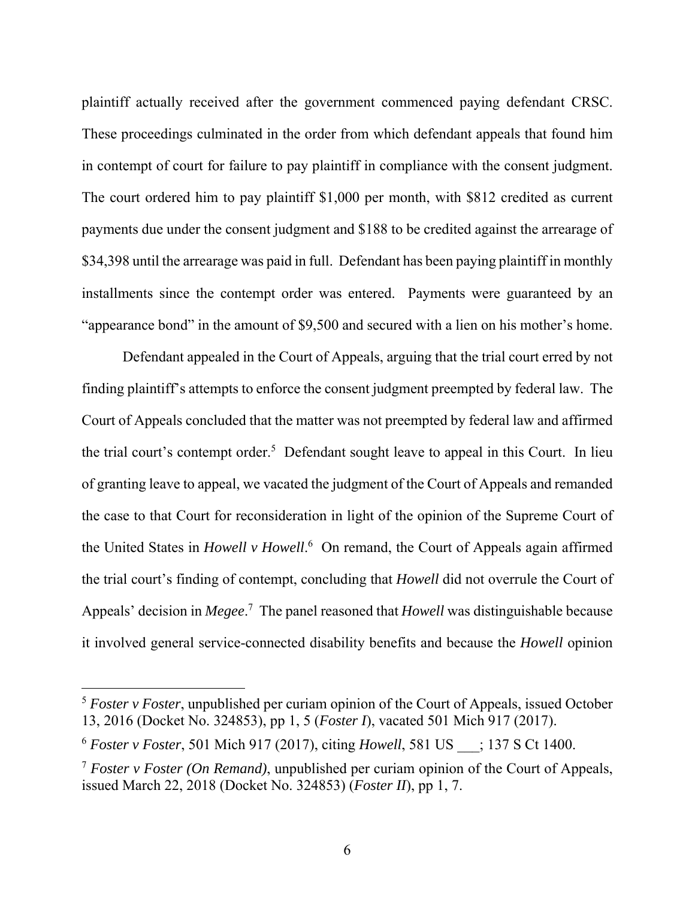plaintiff actually received after the government commenced paying defendant CRSC. These proceedings culminated in the order from which defendant appeals that found him in contempt of court for failure to pay plaintiff in compliance with the consent judgment. The court ordered him to pay plaintiff $1,000 per month, with $812 credited as current payments due under the consent judgment and $188 to be credited against the arrearage of $34,398 until the arrearage was paid in full. Defendant has been paying plaintiff in monthly installments since the contempt order was entered. Payments were guaranteed by an "appearance bond" in the amount of $9,500 and secured with a lien on his mother's home.

Defendant appealed in the Court of Appeals, arguing that the trial court erred by not finding plaintiff's attempts to enforce the consent judgment preempted by federal law. The Court of Appeals concluded that the matter was not preempted by federal law and affirmed the trial court's contempt order.[5] Defendant sought leave to appeal in this Court. In lieu of granting leave to appeal, we vacated the judgment of the Court of Appeals and remanded the case to that Court for reconsideration in light of the opinion of the Supreme Court of the United States in *Howell v Howell*.[6] On remand, the Court of Appeals again affirmed the trial court's finding of contempt, concluding that *Howell* did not overrule the Court of Appeals' decision in *Megee*.[7] The panel reasoned that *Howell* was distinguishable because it involved general service-connected disability benefits and because the *Howell* opinion

---

[5] *Foster v Foster*, unpublished per curiam opinion of the Court of Appeals, issued October 13, 2016 (Docket No. 324853), pp 1, 5 (*Foster I*), vacated 501 Mich 917 (2017).

[6] *Foster v Foster*, 501 Mich 917 (2017), citing *Howell*, 581 US ___; 137 S Ct 1400.

[7] *Foster v Foster (On Remand)*, unpublished per curiam opinion of the Court of Appeals, issued March 22, 2018 (Docket No. 324853) (*Foster II*), pp 1, 7.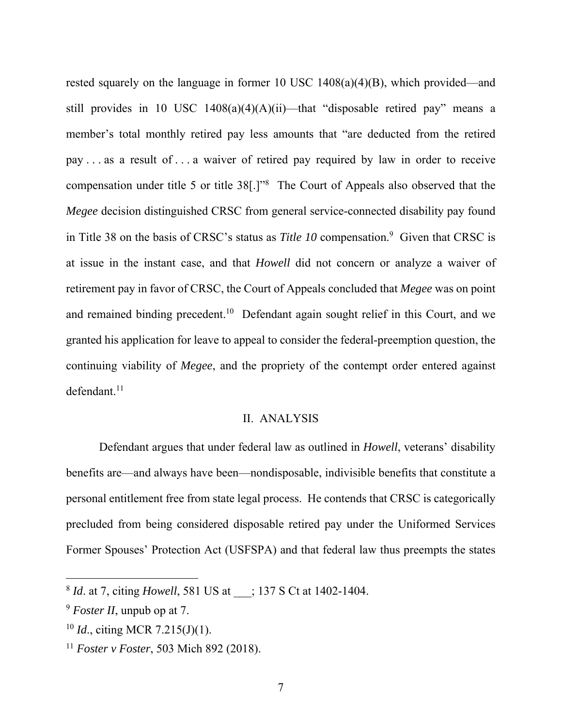rested squarely on the language in former 10 USC 1408(a)(4)(B), which provided—and still provides in 10 USC 1408(a)(4)(A)(ii)—that "disposable retired pay" means a member's total monthly retired pay less amounts that "are deducted from the retired pay . . . as a result of . . . a waiver of retired pay required by law in order to receive compensation under title 5 or title 38[.]"[8] The Court of Appeals also observed that the *Megee* decision distinguished CRSC from general service-connected disability pay found in Title 38 on the basis of CRSC's status as *Title 10* compensation.[9] Given that CRSC is at issue in the instant case, and that *Howell* did not concern or analyze a waiver of retirement pay in favor of CRSC, the Court of Appeals concluded that *Megee* was on point and remained binding precedent.[10] Defendant again sought relief in this Court, and we granted his application for leave to appeal to consider the federal-preemption question, the continuing viability of *Megee*, and the propriety of the contempt order entered against defendant.[11]

## II. ANALYSIS

Defendant argues that under federal law as outlined in *Howell*, veterans' disability benefits are—and always have been—nondisposable, indivisible benefits that constitute a personal entitlement free from state legal process. He contends that CRSC is categorically precluded from being considered disposable retired pay under the Uniformed Services Former Spouses' Protection Act (USFSPA) and that federal law thus preempts the states

---

[8] *Id*. at 7, citing *Howell*, 581 US at ___; 137 S Ct at 1402-1404.

[9] *Foster II*, unpub op at 7.

[10] *Id*., citing MCR 7.215(J)(1).

[11] *Foster v Foster*, 503 Mich 892 (2018).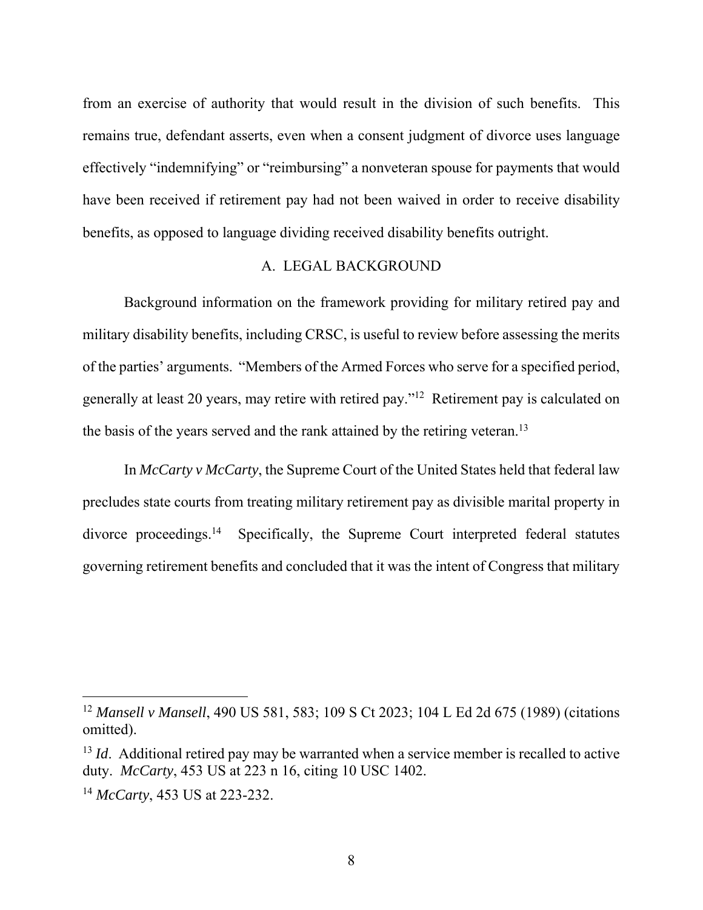from an exercise of authority that would result in the division of such benefits. This remains true, defendant asserts, even when a consent judgment of divorce uses language effectively "indemnifying" or "reimbursing" a nonveteran spouse for payments that would have been received if retirement pay had not been waived in order to receive disability benefits, as opposed to language dividing received disability benefits outright.

## A. LEGAL BACKGROUND

Background information on the framework providing for military retired pay and military disability benefits, including CRSC, is useful to review before assessing the merits of the parties' arguments. "Members of the Armed Forces who serve for a specified period, generally at least 20 years, may retire with retired pay."[12] Retirement pay is calculated on the basis of the years served and the rank attained by the retiring veteran.[13]

In *McCarty v McCarty*, the Supreme Court of the United States held that federal law precludes state courts from treating military retirement pay as divisible marital property in divorce proceedings.[14] Specifically, the Supreme Court interpreted federal statutes governing retirement benefits and concluded that it was the intent of Congress that military

---

[12] *Mansell v Mansell*, 490 US 581, 583; 109 S Ct 2023; 104 L Ed 2d 675 (1989) (citations omitted).

[13] *Id*. Additional retired pay may be warranted when a service member is recalled to active duty. *McCarty*, 453 US at 223 n 16, citing 10 USC 1402.

[14] *McCarty*, 453 US at 223-232.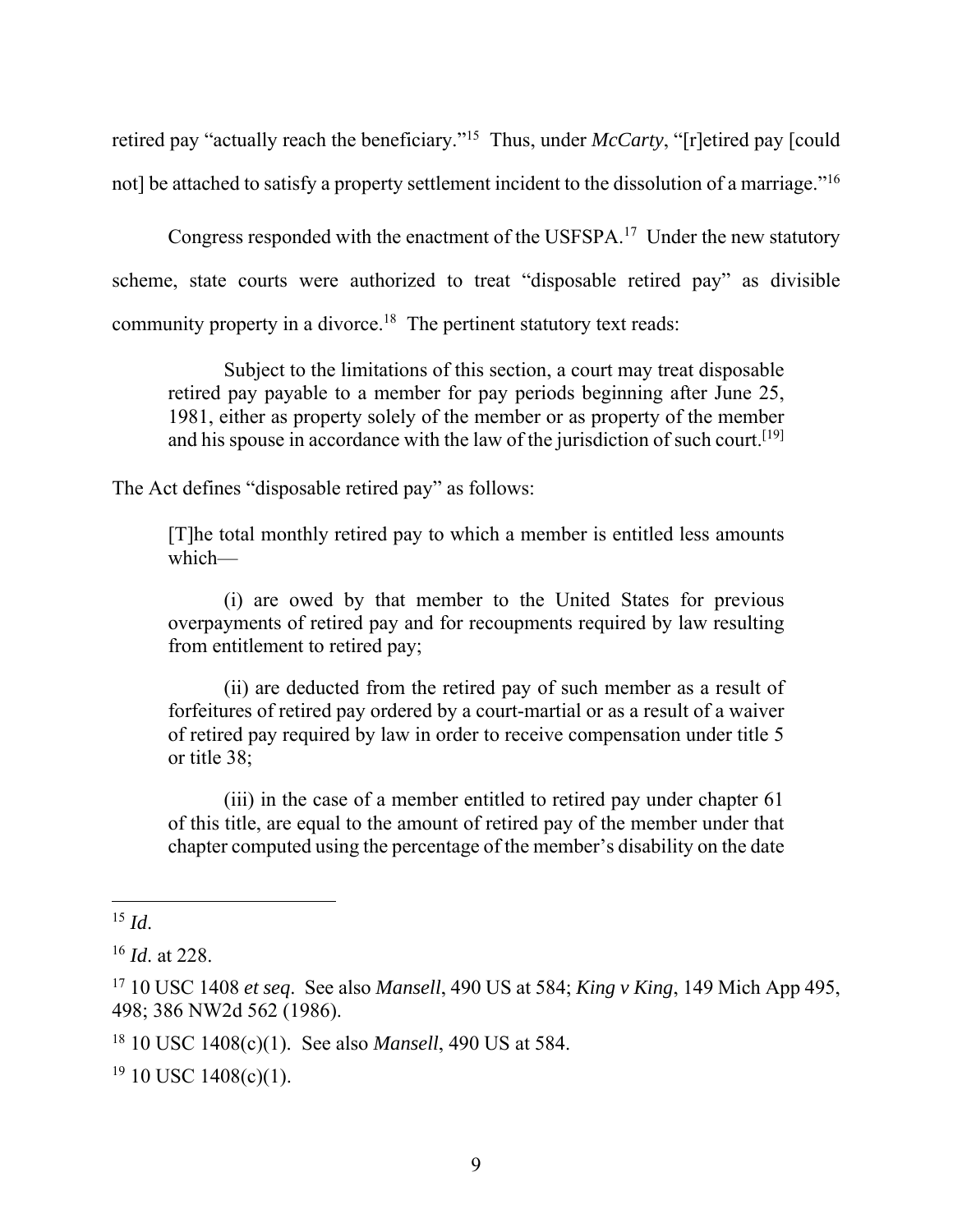retired pay "actually reach the beneficiary."[15] Thus, under *McCarty*, "[r]etired pay [could not] be attached to satisfy a property settlement incident to the dissolution of a marriage."[16]

Congress responded with the enactment of the USFSPA.[17] Under the new statutory scheme, state courts were authorized to treat "disposable retired pay" as divisible community property in a divorce.[18] The pertinent statutory text reads:

> Subject to the limitations of this section, a court may treat disposable retired pay payable to a member for pay periods beginning after June 25, 1981, either as property solely of the member or as property of the member and his spouse in accordance with the law of the jurisdiction of such court.[19]

The Act defines "disposable retired pay" as follows:

> [T]he total monthly retired pay to which a member is entitled less amounts which—
>
> (i) are owed by that member to the United States for previous overpayments of retired pay and for recoupments required by law resulting from entitlement to retired pay;
>
> (ii) are deducted from the retired pay of such member as a result of forfeitures of retired pay ordered by a court-martial or as a result of a waiver of retired pay required by law in order to receive compensation under title 5 or title 38;
>
> (iii) in the case of a member entitled to retired pay under chapter 61 of this title, are equal to the amount of retired pay of the member under that chapter computed using the percentage of the member's disability on the date

---

[15] *Id*.

[16] *Id*. at 228.

[17] 10 USC 1408 *et seq*. See also *Mansell*, 490 US at 584; *King v King*, 149 Mich App 495, 498; 386 NW2d 562 (1986).

[18] 10 USC 1408(c)(1). See also *Mansell*, 490 US at 584.

[19] 10 USC 1408(c)(1).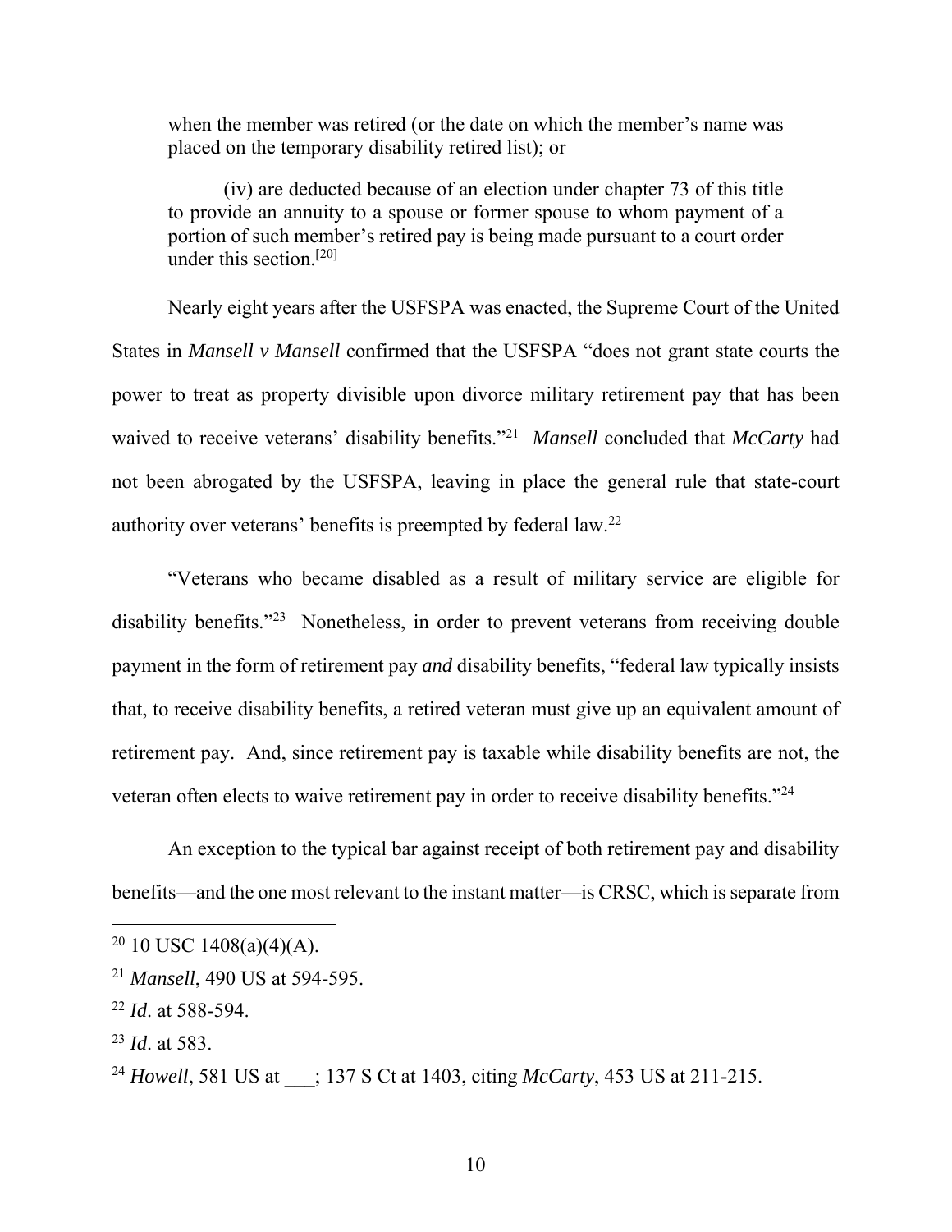when the member was retired (or the date on which the member's name was placed on the temporary disability retired list); or

> (iv) are deducted because of an election under chapter 73 of this title to provide an annuity to a spouse or former spouse to whom payment of a portion of such member's retired pay is being made pursuant to a court order under this section.[20]

Nearly eight years after the USFSPA was enacted, the Supreme Court of the United States in *Mansell v Mansell* confirmed that the USFSPA "does not grant state courts the power to treat as property divisible upon divorce military retirement pay that has been waived to receive veterans' disability benefits."[21] *Mansell* concluded that *McCarty* had not been abrogated by the USFSPA, leaving in place the general rule that state-court authority over veterans' benefits is preempted by federal law.[22]

"Veterans who became disabled as a result of military service are eligible for disability benefits."[23] Nonetheless, in order to prevent veterans from receiving double payment in the form of retirement pay *and* disability benefits, "federal law typically insists that, to receive disability benefits, a retired veteran must give up an equivalent amount of retirement pay. And, since retirement pay is taxable while disability benefits are not, the veteran often elects to waive retirement pay in order to receive disability benefits."[24]

An exception to the typical bar against receipt of both retirement pay and disability benefits—and the one most relevant to the instant matter—is CRSC, which is separate from

---

[20] 10 USC 1408(a)(4)(A).

[21] *Mansell*, 490 US at 594-595.

[22] *Id*. at 588-594.

[23] *Id*. at 583.

[24] *Howell*, 581 US at ___; 137 S Ct at 1403, citing *McCarty*, 453 US at 211-215.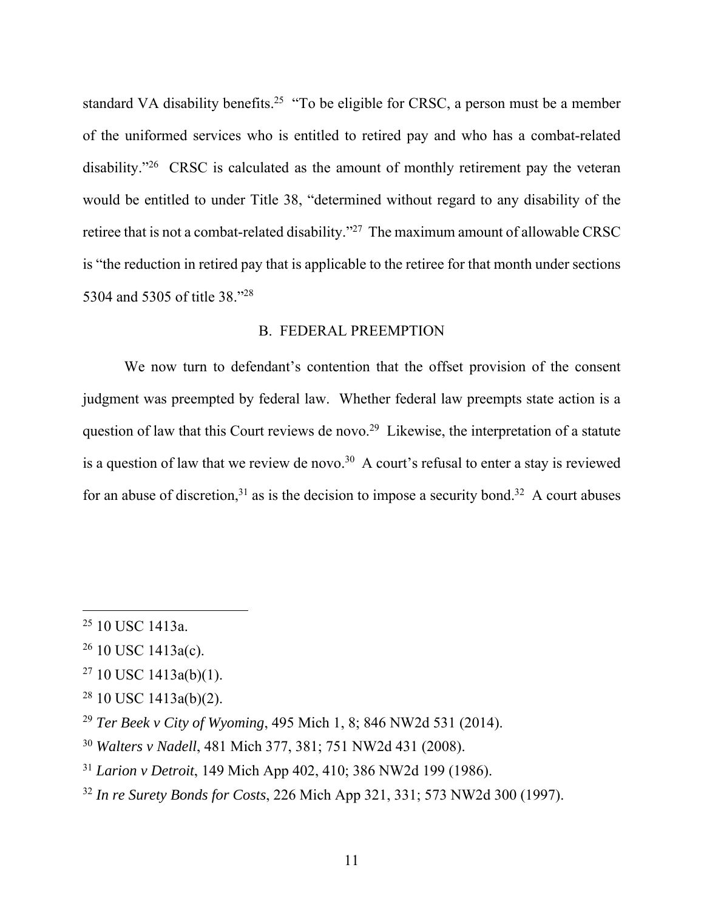standard VA disability benefits.[25] "To be eligible for CRSC, a person must be a member of the uniformed services who is entitled to retired pay and who has a combat-related disability."[26] CRSC is calculated as the amount of monthly retirement pay the veteran would be entitled to under Title 38, "determined without regard to any disability of the retiree that is not a combat-related disability."[27] The maximum amount of allowable CRSC is "the reduction in retired pay that is applicable to the retiree for that month under sections 5304 and 5305 of title 38."[28]

## B. FEDERAL PREEMPTION

We now turn to defendant's contention that the offset provision of the consent judgment was preempted by federal law. Whether federal law preempts state action is a question of law that this Court reviews de novo.[29] Likewise, the interpretation of a statute is a question of law that we review de novo.[30] A court's refusal to enter a stay is reviewed for an abuse of discretion,[31] as is the decision to impose a security bond.[32] A court abuses

---

[25] 10 USC 1413a.

[26] 10 USC 1413a(c).

[27] 10 USC 1413a(b)(1).

[28] 10 USC 1413a(b)(2).

[29] *Ter Beek v City of Wyoming*, 495 Mich 1, 8; 846 NW2d 531 (2014).

[30] *Walters v Nadell*, 481 Mich 377, 381; 751 NW2d 431 (2008).

[31] *Larion v Detroit*, 149 Mich App 402, 410; 386 NW2d 199 (1986).

[32] *In re Surety Bonds for Costs*, 226 Mich App 321, 331; 573 NW2d 300 (1997).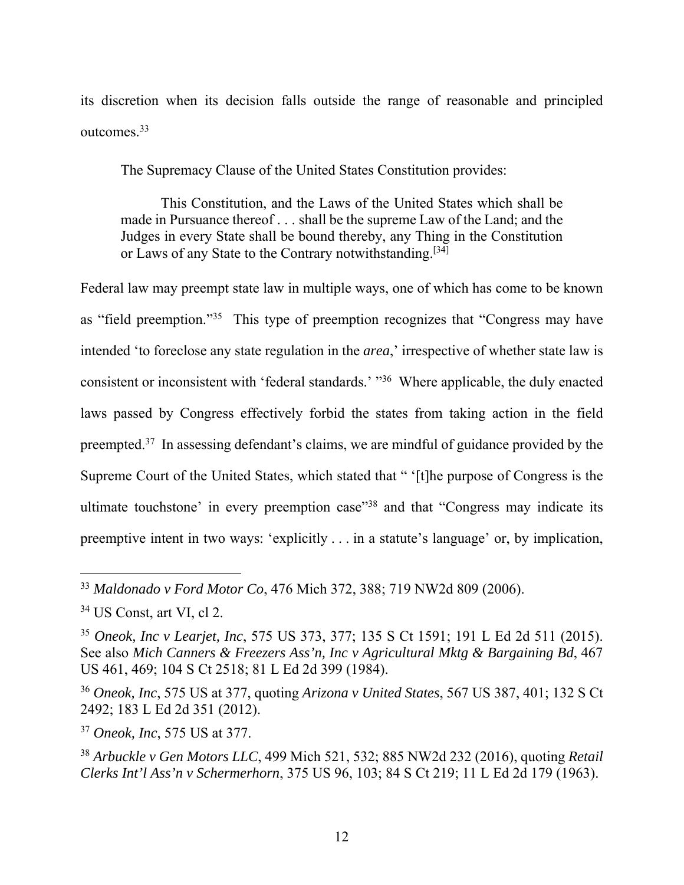its discretion when its decision falls outside the range of reasonable and principled outcomes.[33]

The Supremacy Clause of the United States Constitution provides:

> This Constitution, and the Laws of the United States which shall be made in Pursuance thereof . . . shall be the supreme Law of the Land; and the Judges in every State shall be bound thereby, any Thing in the Constitution or Laws of any State to the Contrary notwithstanding.[34]

Federal law may preempt state law in multiple ways, one of which has come to be known as "field preemption."[35] This type of preemption recognizes that "Congress may have intended 'to foreclose any state regulation in the *area*,' irrespective of whether state law is consistent or inconsistent with 'federal standards.' "[36] Where applicable, the duly enacted laws passed by Congress effectively forbid the states from taking action in the field preempted.[37] In assessing defendant's claims, we are mindful of guidance provided by the Supreme Court of the United States, which stated that " '[t]he purpose of Congress is the ultimate touchstone' in every preemption case"[38] and that "Congress may indicate its preemptive intent in two ways: 'explicitly . . . in a statute's language' or, by implication,

---

[33] *Maldonado v Ford Motor Co*, 476 Mich 372, 388; 719 NW2d 809 (2006).

[34] US Const, art VI, cl 2.

[35] *Oneok, Inc v Learjet, Inc*, 575 US 373, 377; 135 S Ct 1591; 191 L Ed 2d 511 (2015). See also *Mich Canners & Freezers Ass'n, Inc v Agricultural Mktg & Bargaining Bd*, 467 US 461, 469; 104 S Ct 2518; 81 L Ed 2d 399 (1984).

[36] *Oneok, Inc*, 575 US at 377, quoting *Arizona v United States*, 567 US 387, 401; 132 S Ct 2492; 183 L Ed 2d 351 (2012).

[37] *Oneok, Inc*, 575 US at 377.

[38] *Arbuckle v Gen Motors LLC*, 499 Mich 521, 532; 885 NW2d 232 (2016), quoting *Retail Clerks Int'l Ass'n v Schermerhorn*, 375 US 96, 103; 84 S Ct 219; 11 L Ed 2d 179 (1963).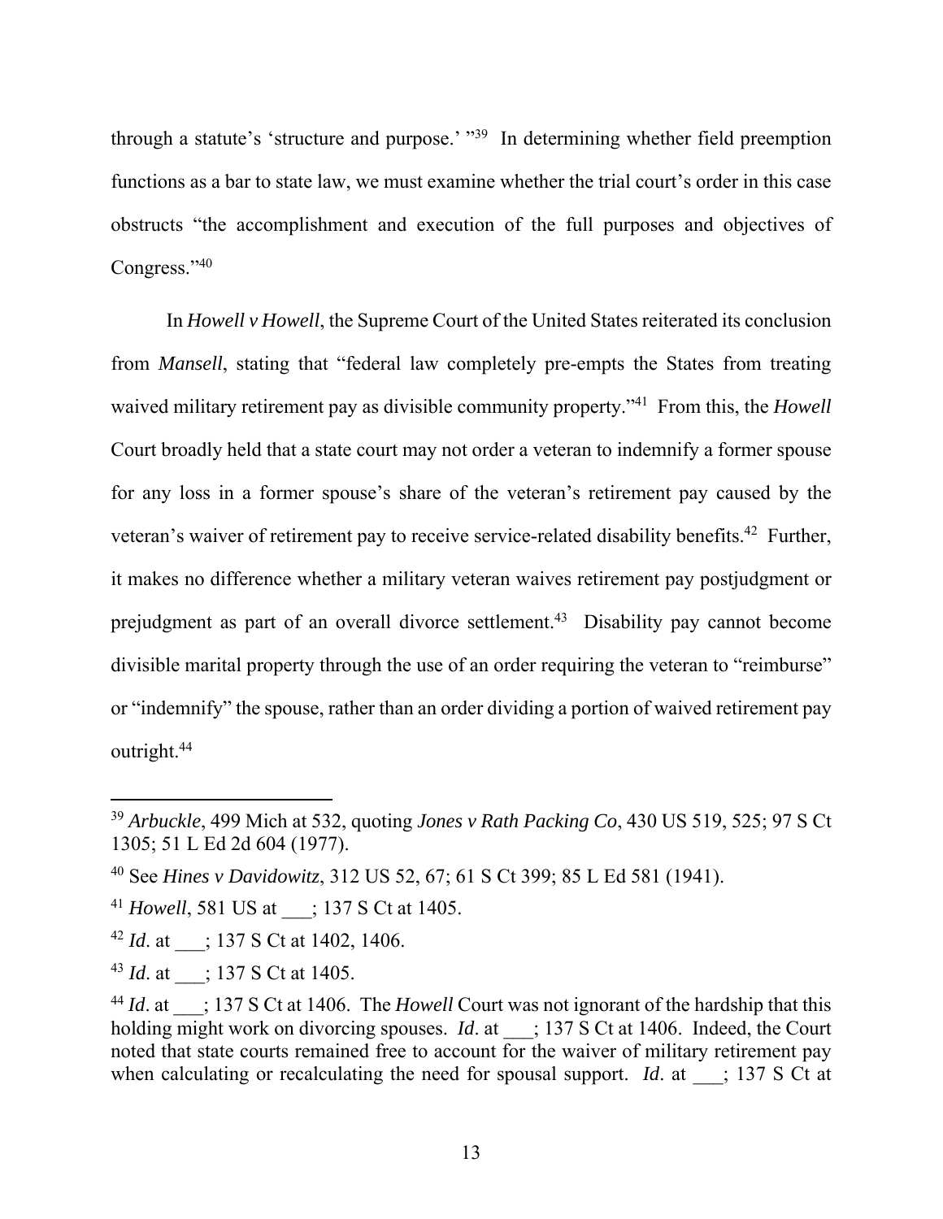through a statute's 'structure and purpose.' "[39] In determining whether field preemption functions as a bar to state law, we must examine whether the trial court's order in this case obstructs "the accomplishment and execution of the full purposes and objectives of Congress."[40]

In *Howell v Howell*, the Supreme Court of the United States reiterated its conclusion from *Mansell*, stating that "federal law completely pre-empts the States from treating waived military retirement pay as divisible community property."[41] From this, the *Howell* Court broadly held that a state court may not order a veteran to indemnify a former spouse for any loss in a former spouse's share of the veteran's retirement pay caused by the veteran's waiver of retirement pay to receive service-related disability benefits.[42] Further, it makes no difference whether a military veteran waives retirement pay postjudgment or prejudgment as part of an overall divorce settlement.[43] Disability pay cannot become divisible marital property through the use of an order requiring the veteran to "reimburse" or "indemnify" the spouse, rather than an order dividing a portion of waived retirement pay outright.[44]

---

[39] *Arbuckle*, 499 Mich at 532, quoting *Jones v Rath Packing Co*, 430 US 519, 525; 97 S Ct 1305; 51 L Ed 2d 604 (1977).

[40] See *Hines v Davidowitz*, 312 US 52, 67; 61 S Ct 399; 85 L Ed 581 (1941).

[41] *Howell*, 581 US at ___; 137 S Ct at 1405.

[42] *Id*. at ___; 137 S Ct at 1402, 1406.

[43] *Id*. at ___; 137 S Ct at 1405.

[44] *Id*. at ___; 137 S Ct at 1406. The *Howell* Court was not ignorant of the hardship that this holding might work on divorcing spouses. *Id*. at ___; 137 S Ct at 1406. Indeed, the Court noted that state courts remained free to account for the waiver of military retirement pay when calculating or recalculating the need for spousal support. *Id*. at ___; 137 S Ct at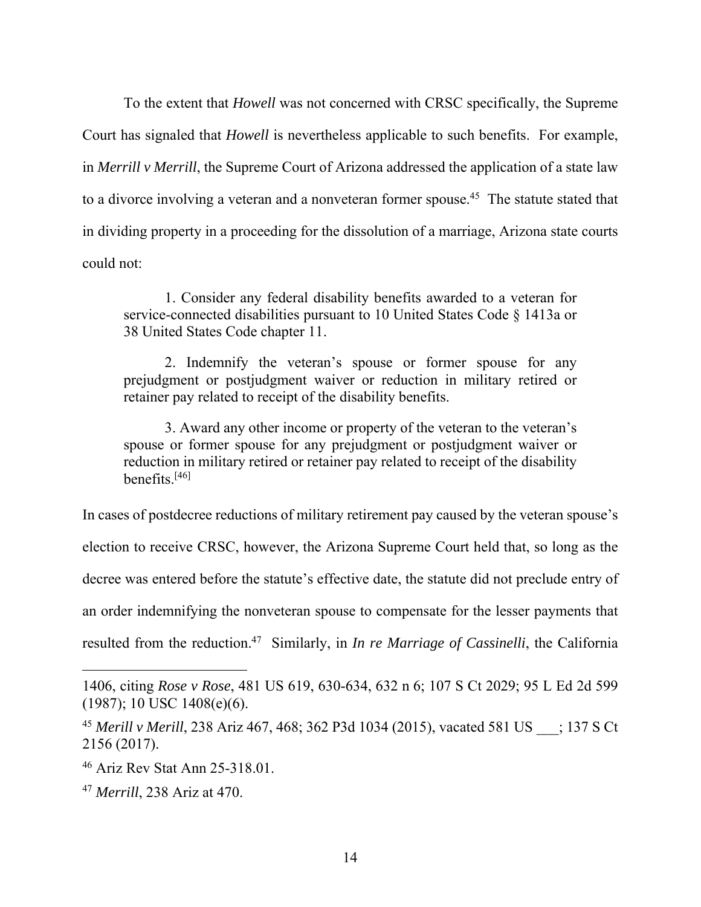To the extent that *Howell* was not concerned with CRSC specifically, the Supreme Court has signaled that *Howell* is nevertheless applicable to such benefits. For example, in *Merrill v Merrill*, the Supreme Court of Arizona addressed the application of a state law to a divorce involving a veteran and a nonveteran former spouse.[45] The statute stated that in dividing property in a proceeding for the dissolution of a marriage, Arizona state courts could not:

> 1. Consider any federal disability benefits awarded to a veteran for service-connected disabilities pursuant to 10 United States Code § 1413a or 38 United States Code chapter 11.
>
> 2. Indemnify the veteran's spouse or former spouse for any prejudgment or postjudgment waiver or reduction in military retired or retainer pay related to receipt of the disability benefits.
>
> 3. Award any other income or property of the veteran to the veteran's spouse or former spouse for any prejudgment or postjudgment waiver or reduction in military retired or retainer pay related to receipt of the disability benefits.[46]

In cases of postdecree reductions of military retirement pay caused by the veteran spouse's election to receive CRSC, however, the Arizona Supreme Court held that, so long as the decree was entered before the statute's effective date, the statute did not preclude entry of an order indemnifying the nonveteran spouse to compensate for the lesser payments that resulted from the reduction.[47] Similarly, in *In re Marriage of Cassinelli*, the California

---

1406, citing *Rose v Rose*, 481 US 619, 630-634, 632 n 6; 107 S Ct 2029; 95 L Ed 2d 599 (1987); 10 USC 1408(e)(6).

[45] *Merill v Merill*, 238 Ariz 467, 468; 362 P3d 1034 (2015), vacated 581 US ___; 137 S Ct 2156 (2017).

[46] Ariz Rev Stat Ann 25-318.01.

[47] *Merrill*, 238 Ariz at 470.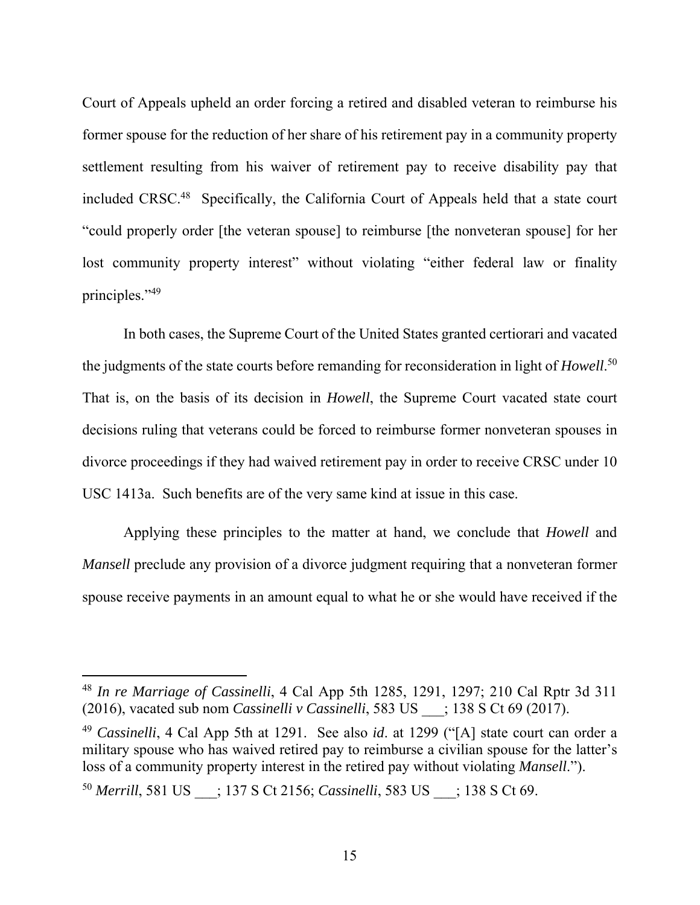Court of Appeals upheld an order forcing a retired and disabled veteran to reimburse his former spouse for the reduction of her share of his retirement pay in a community property settlement resulting from his waiver of retirement pay to receive disability pay that included CRSC.[48] Specifically, the California Court of Appeals held that a state court "could properly order [the veteran spouse] to reimburse [the nonveteran spouse] for her lost community property interest" without violating "either federal law or finality principles."[49]

In both cases, the Supreme Court of the United States granted certiorari and vacated the judgments of the state courts before remanding for reconsideration in light of *Howell*.[50] That is, on the basis of its decision in *Howell*, the Supreme Court vacated state court decisions ruling that veterans could be forced to reimburse former nonveteran spouses in divorce proceedings if they had waived retirement pay in order to receive CRSC under 10 USC 1413a. Such benefits are of the very same kind at issue in this case.

Applying these principles to the matter at hand, we conclude that *Howell* and *Mansell* preclude any provision of a divorce judgment requiring that a nonveteran former spouse receive payments in an amount equal to what he or she would have received if the

---

[48] *In re Marriage of Cassinelli*, 4 Cal App 5th 1285, 1291, 1297; 210 Cal Rptr 3d 311 (2016), vacated sub nom *Cassinelli v Cassinelli*, 583 US ___; 138 S Ct 69 (2017).

[49] *Cassinelli*, 4 Cal App 5th at 1291. See also *id*. at 1299 ("[A] state court can order a military spouse who has waived retired pay to reimburse a civilian spouse for the latter's loss of a community property interest in the retired pay without violating *Mansell*.").

[50] *Merrill*, 581 US ___; 137 S Ct 2156; *Cassinelli*, 583 US ___; 138 S Ct 69.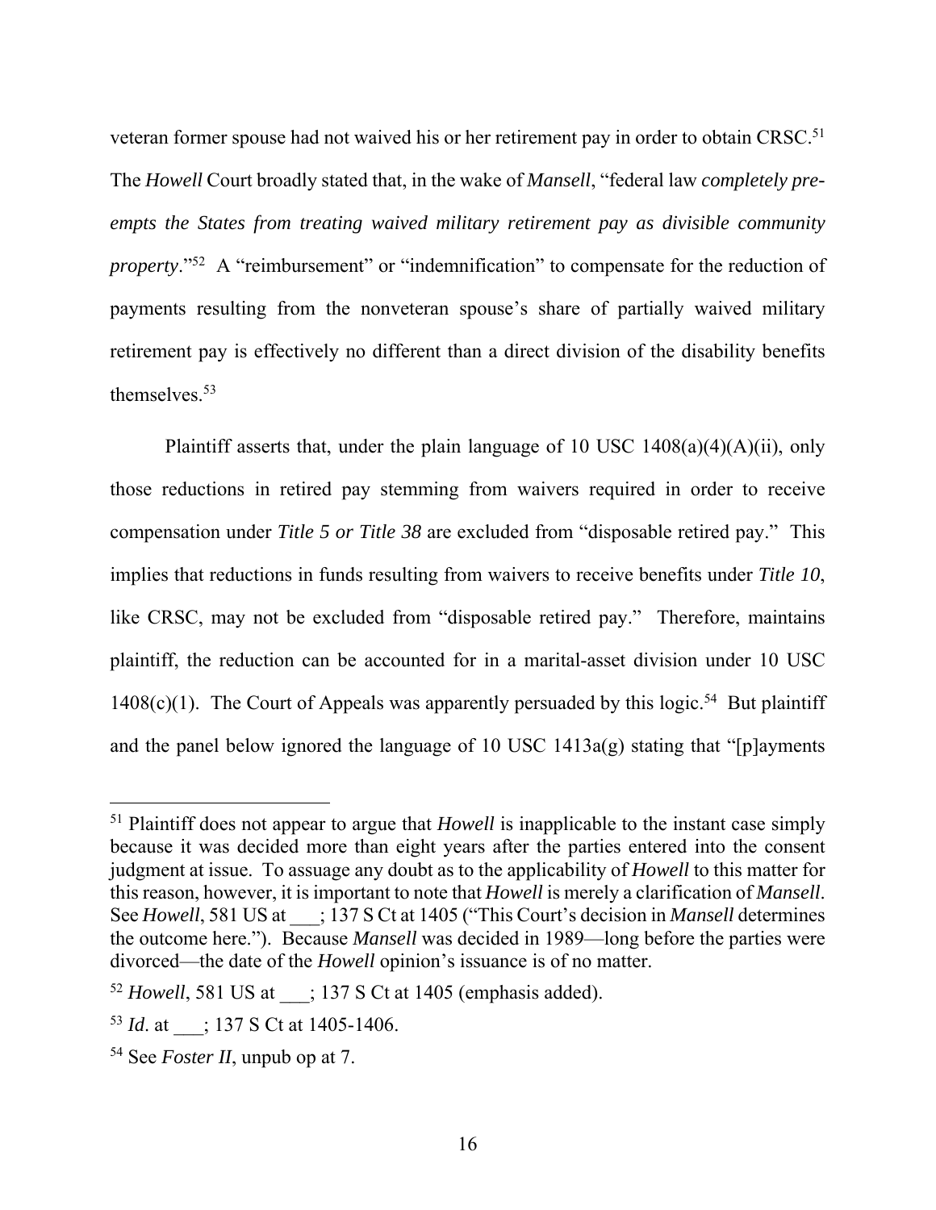veteran former spouse had not waived his or her retirement pay in order to obtain CRSC.[51] The *Howell* Court broadly stated that, in the wake of *Mansell*, "federal law *completely pre-empts the States from treating waived military retirement pay as divisible community property*."[52] A "reimbursement" or "indemnification" to compensate for the reduction of payments resulting from the nonveteran spouse's share of partially waived military retirement pay is effectively no different than a direct division of the disability benefits themselves.[53]

Plaintiff asserts that, under the plain language of 10 USC 1408(a)(4)(A)(ii), only those reductions in retired pay stemming from waivers required in order to receive compensation under *Title 5 or Title 38* are excluded from "disposable retired pay." This implies that reductions in funds resulting from waivers to receive benefits under *Title 10*, like CRSC, may not be excluded from "disposable retired pay." Therefore, maintains plaintiff, the reduction can be accounted for in a marital-asset division under 10 USC 1408(c)(1). The Court of Appeals was apparently persuaded by this logic.[54] But plaintiff and the panel below ignored the language of 10 USC 1413a(g) stating that "[p]ayments

---

[51] Plaintiff does not appear to argue that *Howell* is inapplicable to the instant case simply because it was decided more than eight years after the parties entered into the consent judgment at issue. To assuage any doubt as to the applicability of *Howell* to this matter for this reason, however, it is important to note that *Howell* is merely a clarification of *Mansell*. See *Howell*, 581 US at ___; 137 S Ct at 1405 ("This Court's decision in *Mansell* determines the outcome here."). Because *Mansell* was decided in 1989—long before the parties were divorced—the date of the *Howell* opinion's issuance is of no matter.

[52] *Howell*, 581 US at ___; 137 S Ct at 1405 (emphasis added).

[53] *Id*. at ___; 137 S Ct at 1405-1406.

[54] See *Foster II*, unpub op at 7.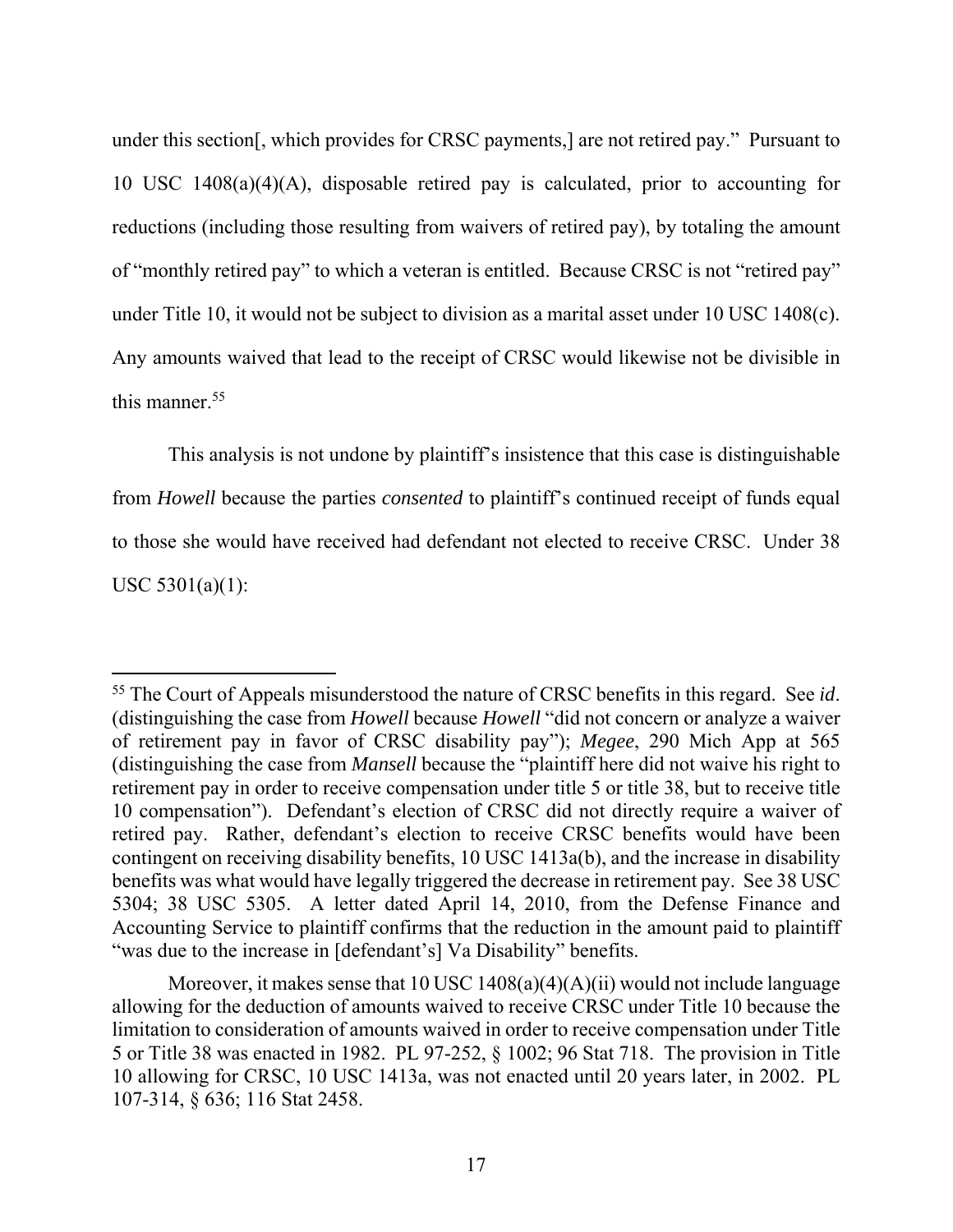under this section[, which provides for CRSC payments,] are not retired pay." Pursuant to 10 USC 1408(a)(4)(A), disposable retired pay is calculated, prior to accounting for reductions (including those resulting from waivers of retired pay), by totaling the amount of "monthly retired pay" to which a veteran is entitled. Because CRSC is not "retired pay" under Title 10, it would not be subject to division as a marital asset under 10 USC 1408(c). Any amounts waived that lead to the receipt of CRSC would likewise not be divisible in this manner.[55]

This analysis is not undone by plaintiff's insistence that this case is distinguishable from *Howell* because the parties *consented* to plaintiff's continued receipt of funds equal to those she would have received had defendant not elected to receive CRSC. Under 38 USC 5301(a)(1):

---

[55] The Court of Appeals misunderstood the nature of CRSC benefits in this regard. See *id*. (distinguishing the case from *Howell* because *Howell* "did not concern or analyze a waiver of retirement pay in favor of CRSC disability pay"); *Megee*, 290 Mich App at 565 (distinguishing the case from *Mansell* because the "plaintiff here did not waive his right to retirement pay in order to receive compensation under title 5 or title 38, but to receive title 10 compensation"). Defendant's election of CRSC did not directly require a waiver of retired pay. Rather, defendant's election to receive CRSC benefits would have been contingent on receiving disability benefits, 10 USC 1413a(b), and the increase in disability benefits was what would have legally triggered the decrease in retirement pay. See 38 USC 5304; 38 USC 5305. A letter dated April 14, 2010, from the Defense Finance and Accounting Service to plaintiff confirms that the reduction in the amount paid to plaintiff "was due to the increase in [defendant's] Va Disability" benefits.

Moreover, it makes sense that 10 USC 1408(a)(4)(A)(ii) would not include language allowing for the deduction of amounts waived to receive CRSC under Title 10 because the limitation to consideration of amounts waived in order to receive compensation under Title 5 or Title 38 was enacted in 1982. PL 97-252, § 1002; 96 Stat 718. The provision in Title 10 allowing for CRSC, 10 USC 1413a, was not enacted until 20 years later, in 2002. PL 107-314, § 636; 116 Stat 2458.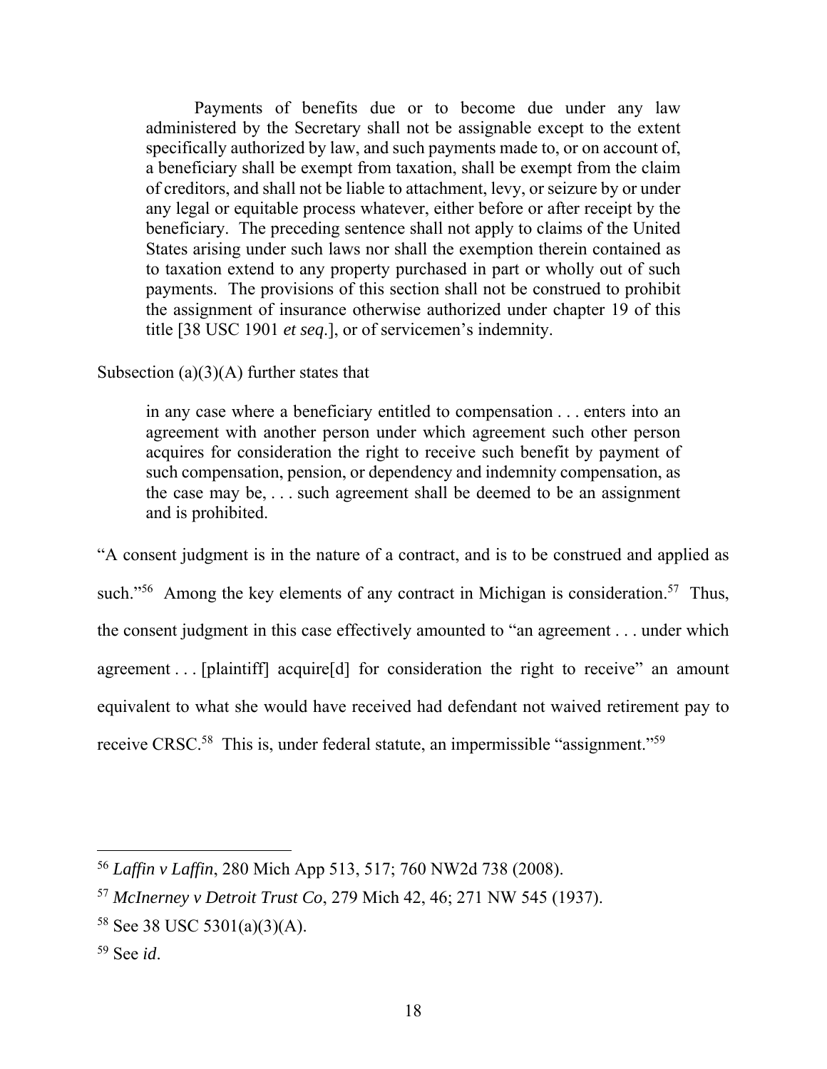> Payments of benefits due or to become due under any law administered by the Secretary shall not be assignable except to the extent specifically authorized by law, and such payments made to, or on account of, a beneficiary shall be exempt from taxation, shall be exempt from the claim of creditors, and shall not be liable to attachment, levy, or seizure by or under any legal or equitable process whatever, either before or after receipt by the beneficiary. The preceding sentence shall not apply to claims of the United States arising under such laws nor shall the exemption therein contained as to taxation extend to any property purchased in part or wholly out of such payments. The provisions of this section shall not be construed to prohibit the assignment of insurance otherwise authorized under chapter 19 of this title [38 USC 1901 *et seq*.], or of servicemen's indemnity.

Subsection (a)(3)(A) further states that

> in any case where a beneficiary entitled to compensation . . . enters into an agreement with another person under which agreement such other person acquires for consideration the right to receive such benefit by payment of such compensation, pension, or dependency and indemnity compensation, as the case may be, . . . such agreement shall be deemed to be an assignment and is prohibited.

"A consent judgment is in the nature of a contract, and is to be construed and applied as such."[56] Among the key elements of any contract in Michigan is consideration.[57] Thus, the consent judgment in this case effectively amounted to "an agreement . . . under which agreement . . . [plaintiff] acquire[d] for consideration the right to receive" an amount equivalent to what she would have received had defendant not waived retirement pay to receive CRSC.[58] This is, under federal statute, an impermissible "assignment."[59]

---

[56] *Laffin v Laffin*, 280 Mich App 513, 517; 760 NW2d 738 (2008).

[57] *McInerney v Detroit Trust Co*, 279 Mich 42, 46; 271 NW 545 (1937).

[58] See 38 USC 5301(a)(3)(A).

[59] See *id*.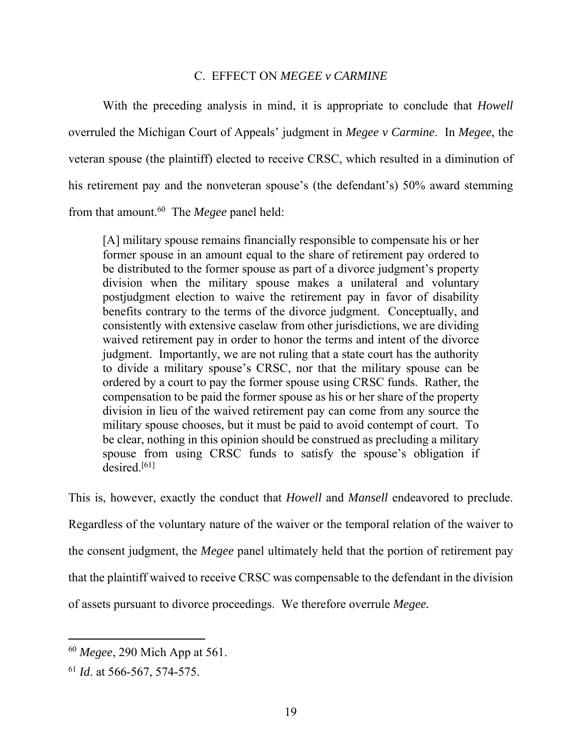### C. EFFECT ON *MEGEE v CARMINE*

With the preceding analysis in mind, it is appropriate to conclude that *Howell* overruled the Michigan Court of Appeals' judgment in *Megee v Carmine*. In *Megee*, the veteran spouse (the plaintiff) elected to receive CRSC, which resulted in a diminution of his retirement pay and the nonveteran spouse's (the defendant's) 50% award stemming from that amount.[60] The *Megee* panel held:

> [A] military spouse remains financially responsible to compensate his or her former spouse in an amount equal to the share of retirement pay ordered to be distributed to the former spouse as part of a divorce judgment's property division when the military spouse makes a unilateral and voluntary postjudgment election to waive the retirement pay in favor of disability benefits contrary to the terms of the divorce judgment. Conceptually, and consistently with extensive caselaw from other jurisdictions, we are dividing waived retirement pay in order to honor the terms and intent of the divorce judgment. Importantly, we are not ruling that a state court has the authority to divide a military spouse's CRSC, nor that the military spouse can be ordered by a court to pay the former spouse using CRSC funds. Rather, the compensation to be paid the former spouse as his or her share of the property division in lieu of the waived retirement pay can come from any source the military spouse chooses, but it must be paid to avoid contempt of court. To be clear, nothing in this opinion should be construed as precluding a military spouse from using CRSC funds to satisfy the spouse's obligation if desired.[61]

This is, however, exactly the conduct that *Howell* and *Mansell* endeavored to preclude. Regardless of the voluntary nature of the waiver or the temporal relation of the waiver to the consent judgment, the *Megee* panel ultimately held that the portion of retirement pay that the plaintiff waived to receive CRSC was compensable to the defendant in the division of assets pursuant to divorce proceedings. We therefore overrule *Megee.*

---

[60] *Megee*, 290 Mich App at 561.

[61] *Id*. at 566-567, 574-575.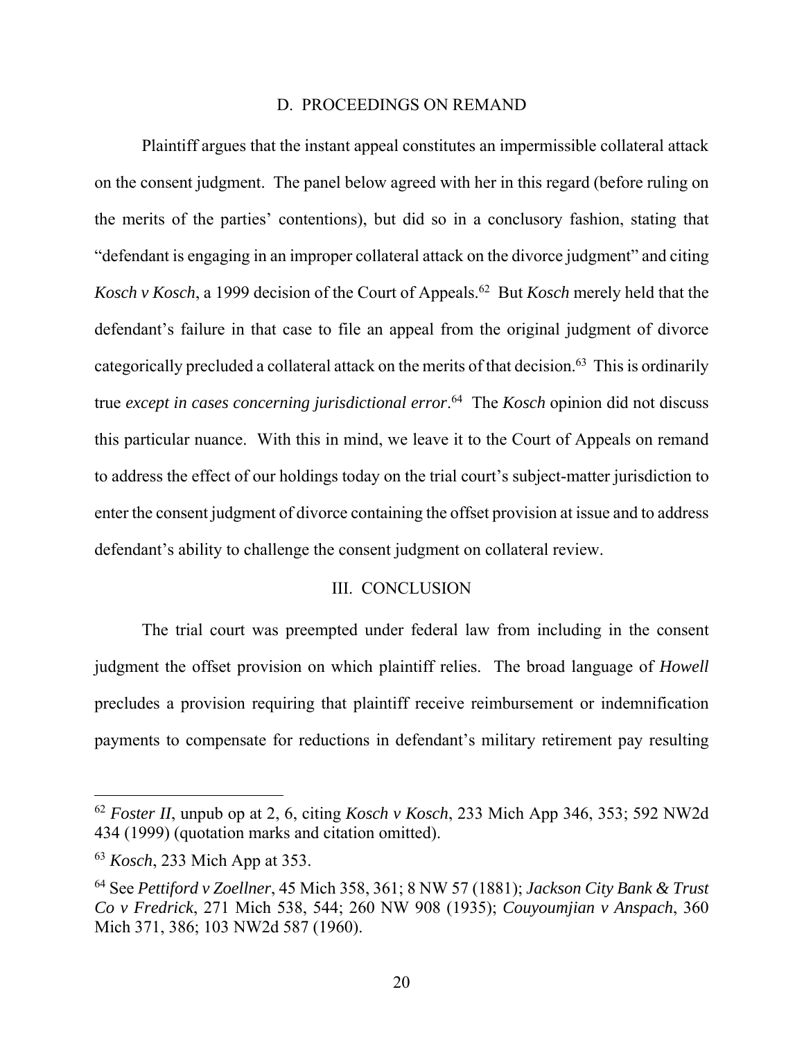### D. PROCEEDINGS ON REMAND

Plaintiff argues that the instant appeal constitutes an impermissible collateral attack on the consent judgment. The panel below agreed with her in this regard (before ruling on the merits of the parties' contentions), but did so in a conclusory fashion, stating that "defendant is engaging in an improper collateral attack on the divorce judgment" and citing *Kosch v Kosch*, a 1999 decision of the Court of Appeals.[62] But *Kosch* merely held that the defendant's failure in that case to file an appeal from the original judgment of divorce categorically precluded a collateral attack on the merits of that decision.[63] This is ordinarily true *except in cases concerning jurisdictional error*.[64] The *Kosch* opinion did not discuss this particular nuance. With this in mind, we leave it to the Court of Appeals on remand to address the effect of our holdings today on the trial court's subject-matter jurisdiction to enter the consent judgment of divorce containing the offset provision at issue and to address defendant's ability to challenge the consent judgment on collateral review.

## III. CONCLUSION

The trial court was preempted under federal law from including in the consent judgment the offset provision on which plaintiff relies. The broad language of *Howell* precludes a provision requiring that plaintiff receive reimbursement or indemnification payments to compensate for reductions in defendant's military retirement pay resulting

---

[62] *Foster II*, unpub op at 2, 6, citing *Kosch v Kosch*, 233 Mich App 346, 353; 592 NW2d 434 (1999) (quotation marks and citation omitted).

[63] *Kosch*, 233 Mich App at 353.

[64] See *Pettiford v Zoellner*, 45 Mich 358, 361; 8 NW 57 (1881); *Jackson City Bank & Trust Co v Fredrick*, 271 Mich 538, 544; 260 NW 908 (1935); *Couyoumjian v Anspach*, 360 Mich 371, 386; 103 NW2d 587 (1960).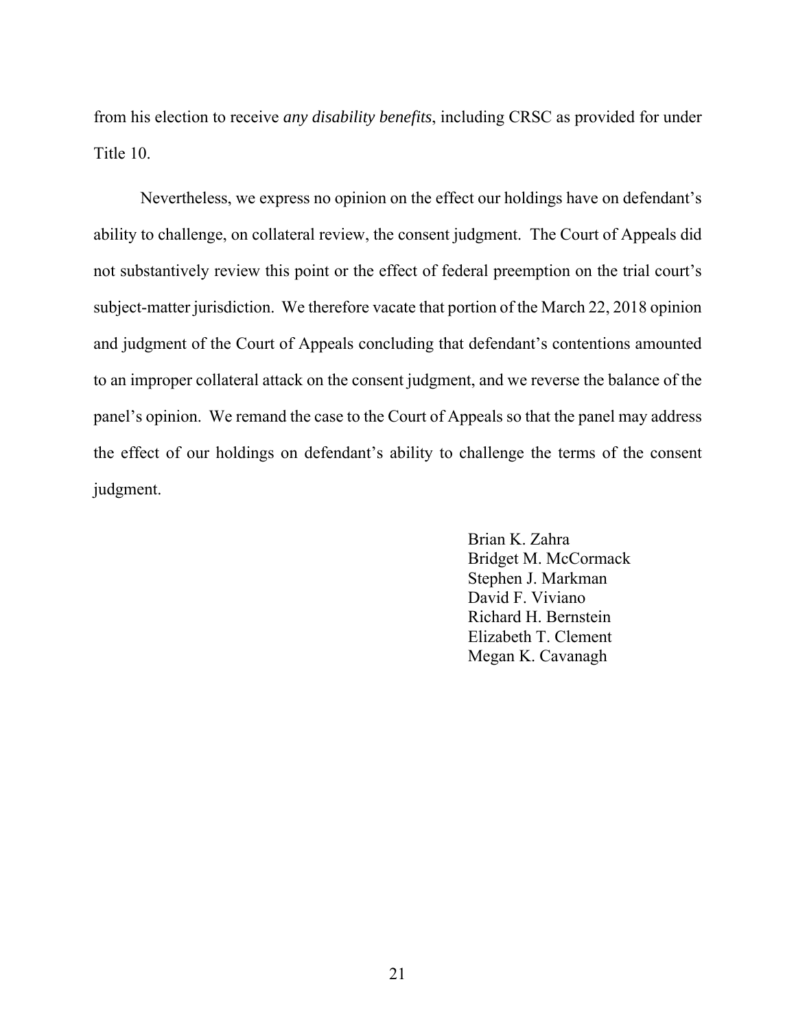from his election to receive *any disability benefits*, including CRSC as provided for under Title 10.

Nevertheless, we express no opinion on the effect our holdings have on defendant's ability to challenge, on collateral review, the consent judgment. The Court of Appeals did not substantively review this point or the effect of federal preemption on the trial court's subject-matter jurisdiction. We therefore vacate that portion of the March 22, 2018 opinion and judgment of the Court of Appeals concluding that defendant's contentions amounted to an improper collateral attack on the consent judgment, and we reverse the balance of the panel's opinion. We remand the case to the Court of Appeals so that the panel may address the effect of our holdings on defendant's ability to challenge the terms of the consent judgment.

Brian K. Zahra
Bridget M. McCormack
Stephen J. Markman
David F. Viviano
Richard H. Bernstein
Elizabeth T. Clement
Megan K. Cavanagh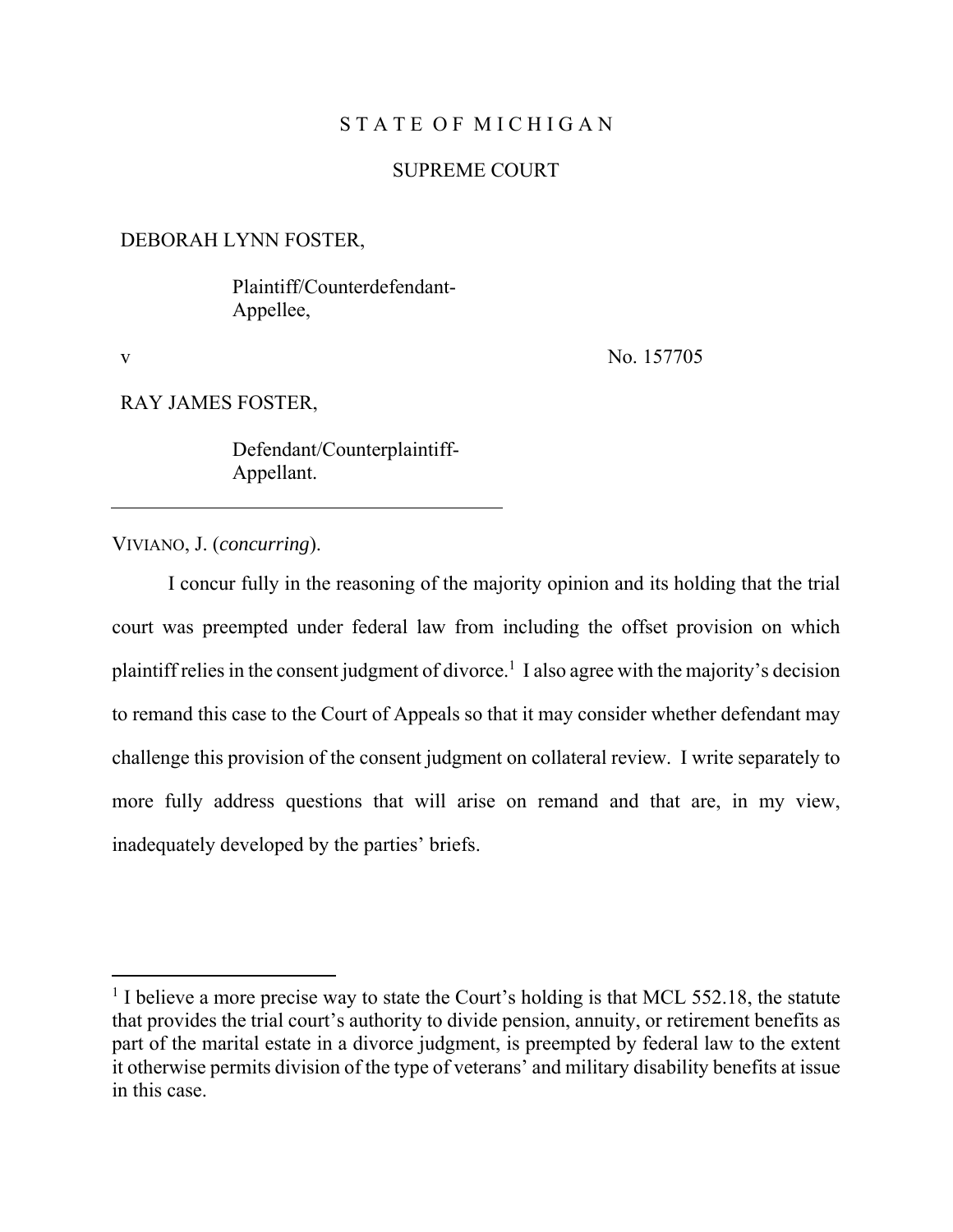STATE OF MICHIGAN

SUPREME COURT

DEBORAH LYNN FOSTER,

Plaintiff/Counterdefendant-Appellee,

v No. 157705

RAY JAMES FOSTER,

Defendant/Counterplaintiff-Appellant.

---

VIVIANO, J. (*concurring*).

I concur fully in the reasoning of the majority opinion and its holding that the trial court was preempted under federal law from including the offset provision on which plaintiff relies in the consent judgment of divorce.[1] I also agree with the majority's decision to remand this case to the Court of Appeals so that it may consider whether defendant may challenge this provision of the consent judgment on collateral review. I write separately to more fully address questions that will arise on remand and that are, in my view, inadequately developed by the parties' briefs.

---

[1] I believe a more precise way to state the Court's holding is that MCL 552.18, the statute that provides the trial court's authority to divide pension, annuity, or retirement benefits as part of the marital estate in a divorce judgment, is preempted by federal law to the extent it otherwise permits division of the type of veterans' and military disability benefits at issue in this case.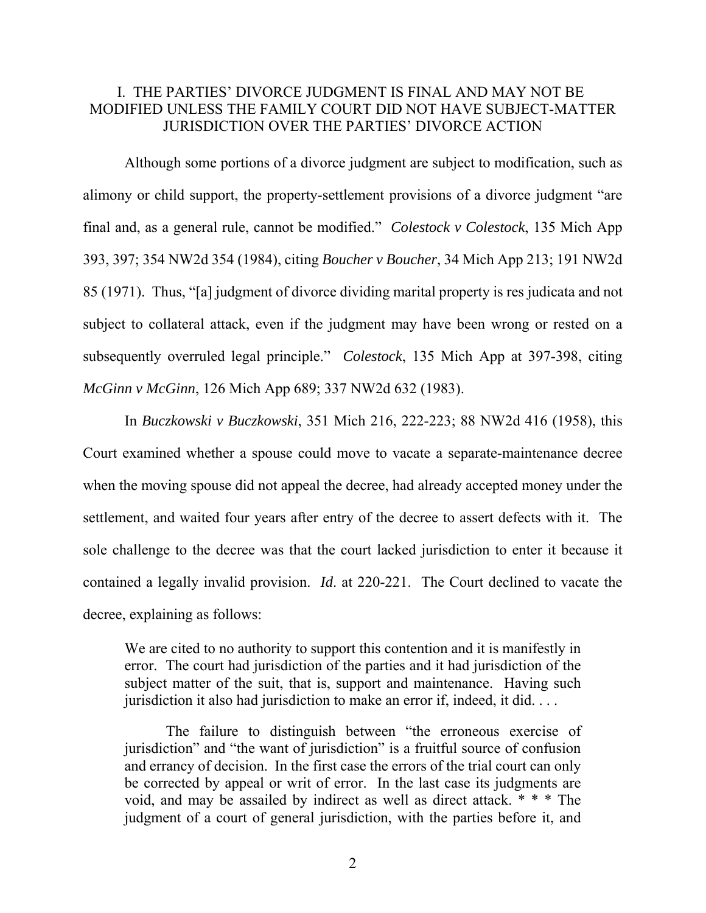## I. THE PARTIES' DIVORCE JUDGMENT IS FINAL AND MAY NOT BE MODIFIED UNLESS THE FAMILY COURT DID NOT HAVE SUBJECT-MATTER JURISDICTION OVER THE PARTIES' DIVORCE ACTION

Although some portions of a divorce judgment are subject to modification, such as alimony or child support, the property-settlement provisions of a divorce judgment "are final and, as a general rule, cannot be modified." *Colestock v Colestock*, 135 Mich App 393, 397; 354 NW2d 354 (1984), citing *Boucher v Boucher*, 34 Mich App 213; 191 NW2d 85 (1971). Thus, "[a] judgment of divorce dividing marital property is res judicata and not subject to collateral attack, even if the judgment may have been wrong or rested on a subsequently overruled legal principle." *Colestock*, 135 Mich App at 397-398, citing *McGinn v McGinn*, 126 Mich App 689; 337 NW2d 632 (1983).

In *Buczkowski v Buczkowski*, 351 Mich 216, 222-223; 88 NW2d 416 (1958), this Court examined whether a spouse could move to vacate a separate-maintenance decree when the moving spouse did not appeal the decree, had already accepted money under the settlement, and waited four years after entry of the decree to assert defects with it. The sole challenge to the decree was that the court lacked jurisdiction to enter it because it contained a legally invalid provision. *Id*. at 220-221. The Court declined to vacate the decree, explaining as follows:

> We are cited to no authority to support this contention and it is manifestly in error. The court had jurisdiction of the parties and it had jurisdiction of the subject matter of the suit, that is, support and maintenance. Having such jurisdiction it also had jurisdiction to make an error if, indeed, it did. . . .
>
> The failure to distinguish between "the erroneous exercise of jurisdiction" and "the want of jurisdiction" is a fruitful source of confusion and errancy of decision. In the first case the errors of the trial court can only be corrected by appeal or writ of error. In the last case its judgments are void, and may be assailed by indirect as well as direct attack. * * * The judgment of a court of general jurisdiction, with the parties before it, and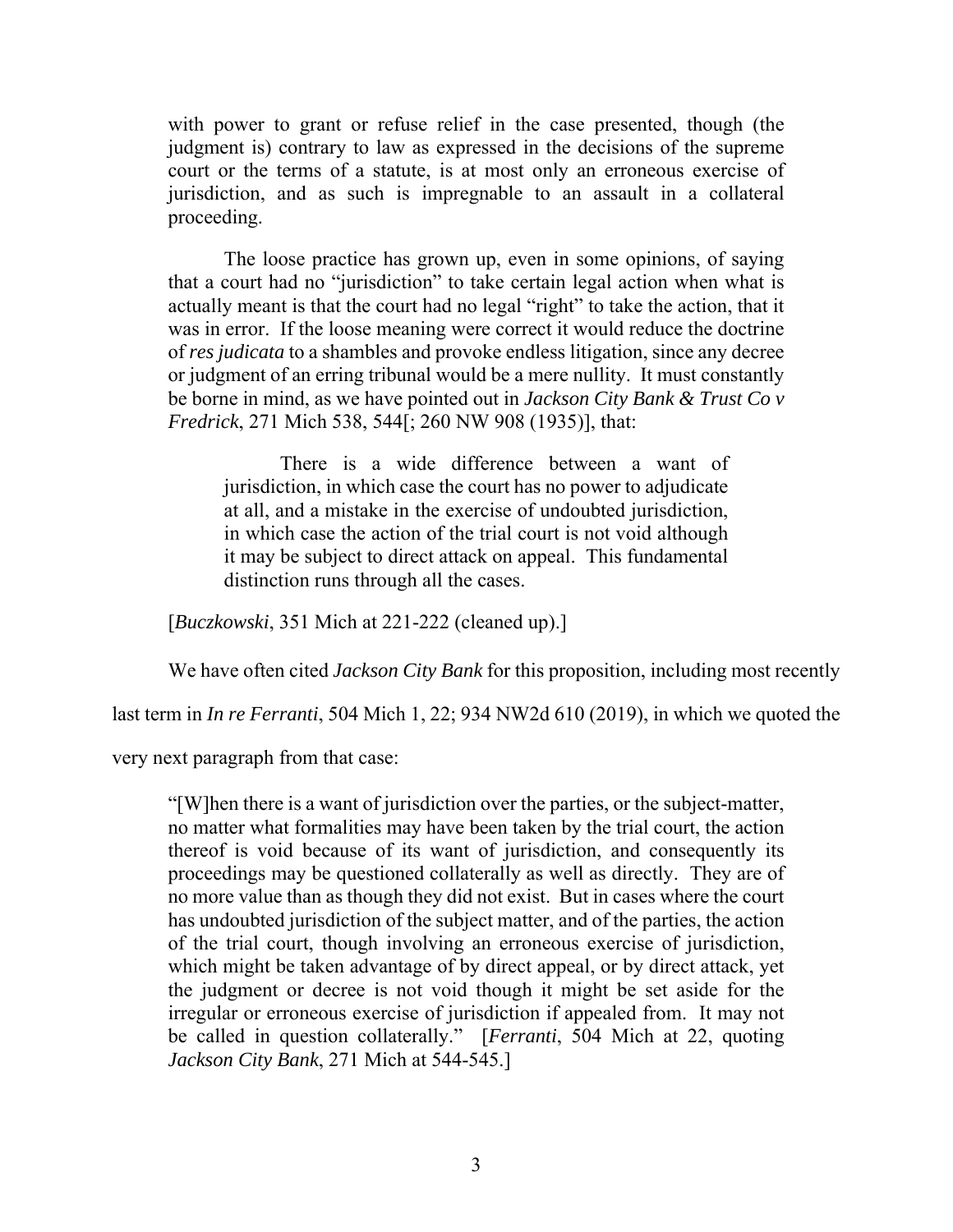with power to grant or refuse relief in the case presented, though (the judgment is) contrary to law as expressed in the decisions of the supreme court or the terms of a statute, is at most only an erroneous exercise of jurisdiction, and as such is impregnable to an assault in a collateral proceeding.

> The loose practice has grown up, even in some opinions, of saying that a court had no "jurisdiction" to take certain legal action when what is actually meant is that the court had no legal "right" to take the action, that it was in error. If the loose meaning were correct it would reduce the doctrine of *res judicata* to a shambles and provoke endless litigation, since any decree or judgment of an erring tribunal would be a mere nullity. It must constantly be borne in mind, as we have pointed out in *Jackson City Bank & Trust Co v Fredrick*, 271 Mich 538, 544[; 260 NW 908 (1935)], that:
>
> > There is a wide difference between a want of jurisdiction, in which case the court has no power to adjudicate at all, and a mistake in the exercise of undoubted jurisdiction, in which case the action of the trial court is not void although it may be subject to direct attack on appeal. This fundamental distinction runs through all the cases.
>
> [*Buczkowski*, 351 Mich at 221-222 (cleaned up).]

We have often cited *Jackson City Bank* for this proposition, including most recently last term in *In re Ferranti*, 504 Mich 1, 22; 934 NW2d 610 (2019), in which we quoted the very next paragraph from that case:

> "[W]hen there is a want of jurisdiction over the parties, or the subject-matter, no matter what formalities may have been taken by the trial court, the action thereof is void because of its want of jurisdiction, and consequently its proceedings may be questioned collaterally as well as directly. They are of no more value than as though they did not exist. But in cases where the court has undoubted jurisdiction of the subject matter, and of the parties, the action of the trial court, though involving an erroneous exercise of jurisdiction, which might be taken advantage of by direct appeal, or by direct attack, yet the judgment or decree is not void though it might be set aside for the irregular or erroneous exercise of jurisdiction if appealed from. It may not be called in question collaterally." [*Ferranti*, 504 Mich at 22, quoting *Jackson City Bank*, 271 Mich at 544-545.]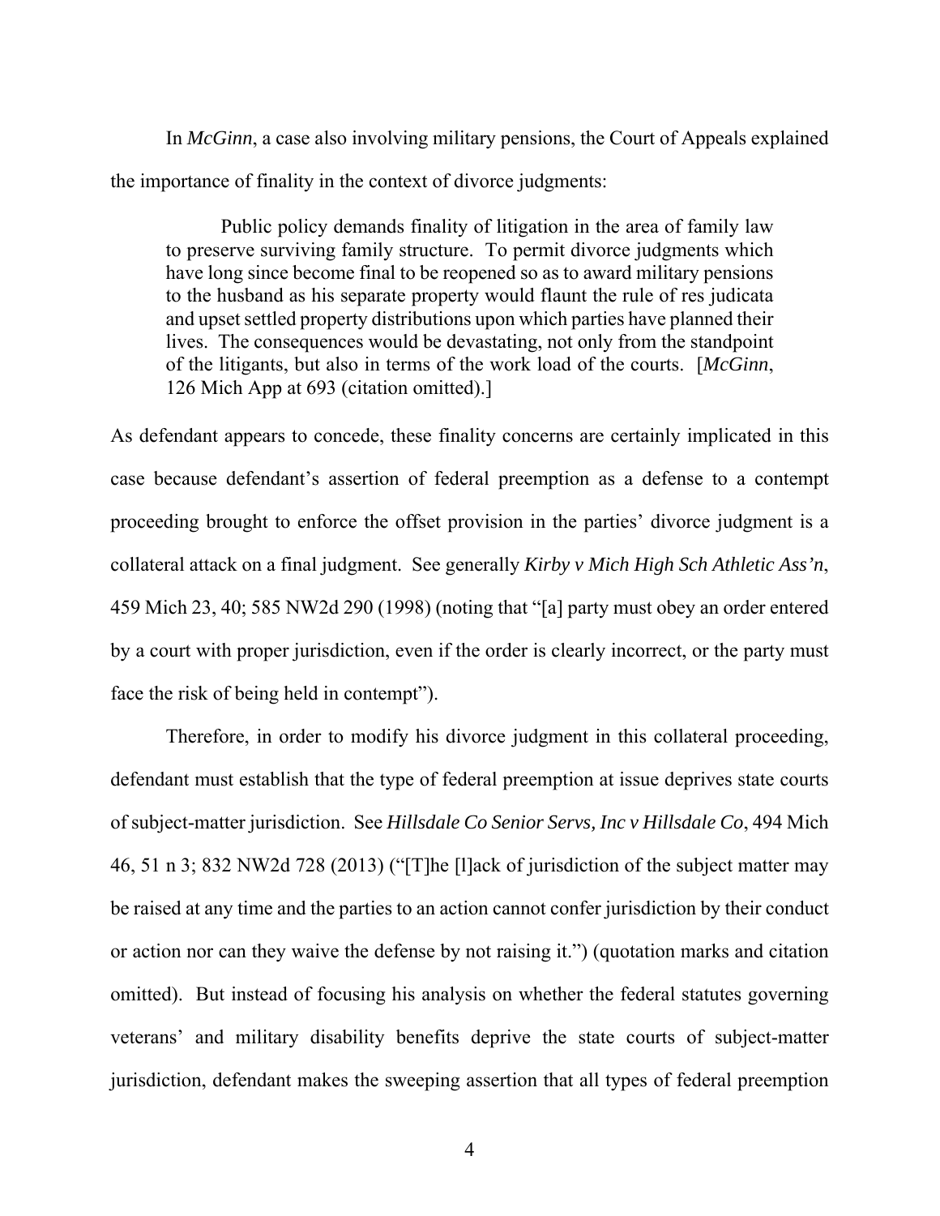In *McGinn*, a case also involving military pensions, the Court of Appeals explained the importance of finality in the context of divorce judgments:

> Public policy demands finality of litigation in the area of family law to preserve surviving family structure. To permit divorce judgments which have long since become final to be reopened so as to award military pensions to the husband as his separate property would flaunt the rule of res judicata and upset settled property distributions upon which parties have planned their lives. The consequences would be devastating, not only from the standpoint of the litigants, but also in terms of the work load of the courts. [*McGinn*, 126 Mich App at 693 (citation omitted).]

As defendant appears to concede, these finality concerns are certainly implicated in this case because defendant's assertion of federal preemption as a defense to a contempt proceeding brought to enforce the offset provision in the parties' divorce judgment is a collateral attack on a final judgment. See generally *Kirby v Mich High Sch Athletic Ass'n*, 459 Mich 23, 40; 585 NW2d 290 (1998) (noting that "[a] party must obey an order entered by a court with proper jurisdiction, even if the order is clearly incorrect, or the party must face the risk of being held in contempt").

Therefore, in order to modify his divorce judgment in this collateral proceeding, defendant must establish that the type of federal preemption at issue deprives state courts of subject-matter jurisdiction. See *Hillsdale Co Senior Servs, Inc v Hillsdale Co*, 494 Mich 46, 51 n 3; 832 NW2d 728 (2013) ("[T]he [l]ack of jurisdiction of the subject matter may be raised at any time and the parties to an action cannot confer jurisdiction by their conduct or action nor can they waive the defense by not raising it.") (quotation marks and citation omitted). But instead of focusing his analysis on whether the federal statutes governing veterans' and military disability benefits deprive the state courts of subject-matter jurisdiction, defendant makes the sweeping assertion that all types of federal preemption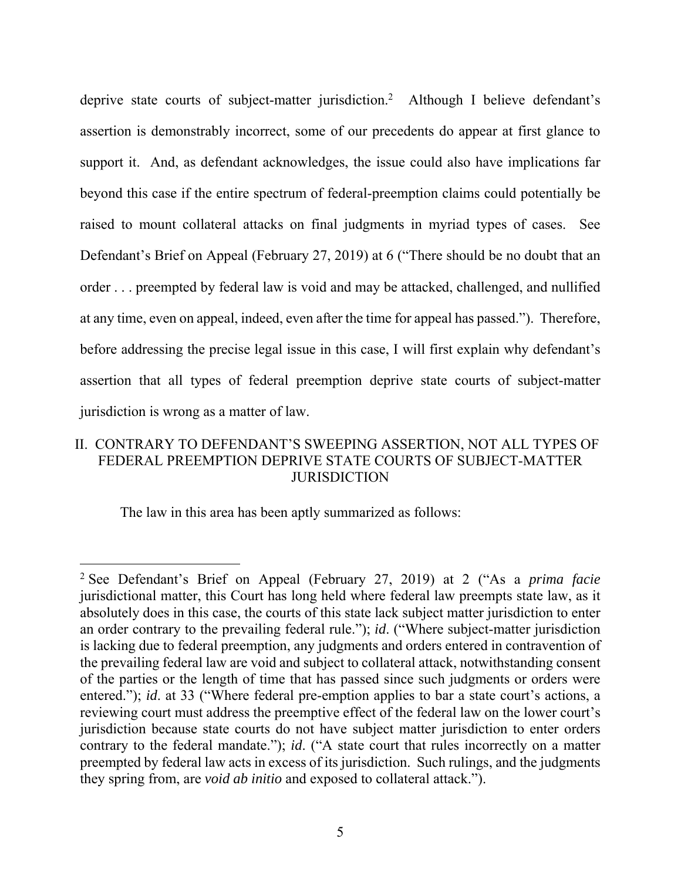deprive state courts of subject-matter jurisdiction.[2] Although I believe defendant's assertion is demonstrably incorrect, some of our precedents do appear at first glance to support it. And, as defendant acknowledges, the issue could also have implications far beyond this case if the entire spectrum of federal-preemption claims could potentially be raised to mount collateral attacks on final judgments in myriad types of cases. See Defendant's Brief on Appeal (February 27, 2019) at 6 ("There should be no doubt that an order . . . preempted by federal law is void and may be attacked, challenged, and nullified at any time, even on appeal, indeed, even after the time for appeal has passed."). Therefore, before addressing the precise legal issue in this case, I will first explain why defendant's assertion that all types of federal preemption deprive state courts of subject-matter jurisdiction is wrong as a matter of law.

## II. CONTRARY TO DEFENDANT'S SWEEPING ASSERTION, NOT ALL TYPES OF FEDERAL PREEMPTION DEPRIVE STATE COURTS OF SUBJECT-MATTER JURISDICTION

The law in this area has been aptly summarized as follows:

---

[2] See Defendant's Brief on Appeal (February 27, 2019) at 2 ("As a *prima facie* jurisdictional matter, this Court has long held where federal law preempts state law, as it absolutely does in this case, the courts of this state lack subject matter jurisdiction to enter an order contrary to the prevailing federal rule."); *id*. ("Where subject-matter jurisdiction is lacking due to federal preemption, any judgments and orders entered in contravention of the prevailing federal law are void and subject to collateral attack, notwithstanding consent of the parties or the length of time that has passed since such judgments or orders were entered."); *id*. at 33 ("Where federal pre-emption applies to bar a state court's actions, a reviewing court must address the preemptive effect of the federal law on the lower court's jurisdiction because state courts do not have subject matter jurisdiction to enter orders contrary to the federal mandate."); *id*. ("A state court that rules incorrectly on a matter preempted by federal law acts in excess of its jurisdiction. Such rulings, and the judgments they spring from, are *void ab initio* and exposed to collateral attack.").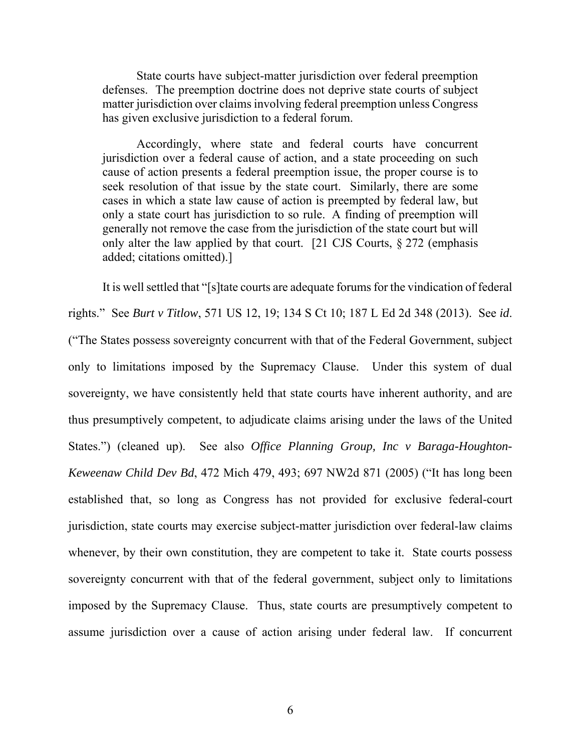> State courts have subject-matter jurisdiction over federal preemption defenses. The preemption doctrine does not deprive state courts of subject matter jurisdiction over claims involving federal preemption unless Congress has given exclusive jurisdiction to a federal forum.
>
> Accordingly, where state and federal courts have concurrent jurisdiction over a federal cause of action, and a state proceeding on such cause of action presents a federal preemption issue, the proper course is to seek resolution of that issue by the state court. Similarly, there are some cases in which a state law cause of action is preempted by federal law, but only a state court has jurisdiction to so rule. A finding of preemption will generally not remove the case from the jurisdiction of the state court but will only alter the law applied by that court. [21 CJS Courts, § 272 (emphasis added; citations omitted).]

It is well settled that "[s]tate courts are adequate forums for the vindication of federal rights." See *Burt v Titlow*, 571 US 12, 19; 134 S Ct 10; 187 L Ed 2d 348 (2013). See *id*. ("The States possess sovereignty concurrent with that of the Federal Government, subject only to limitations imposed by the Supremacy Clause. Under this system of dual sovereignty, we have consistently held that state courts have inherent authority, and are thus presumptively competent, to adjudicate claims arising under the laws of the United States.") (cleaned up). See also *Office Planning Group, Inc v Baraga-Houghton-Keweenaw Child Dev Bd*, 472 Mich 479, 493; 697 NW2d 871 (2005) ("It has long been established that, so long as Congress has not provided for exclusive federal-court jurisdiction, state courts may exercise subject-matter jurisdiction over federal-law claims whenever, by their own constitution, they are competent to take it. State courts possess sovereignty concurrent with that of the federal government, subject only to limitations imposed by the Supremacy Clause. Thus, state courts are presumptively competent to assume jurisdiction over a cause of action arising under federal law. If concurrent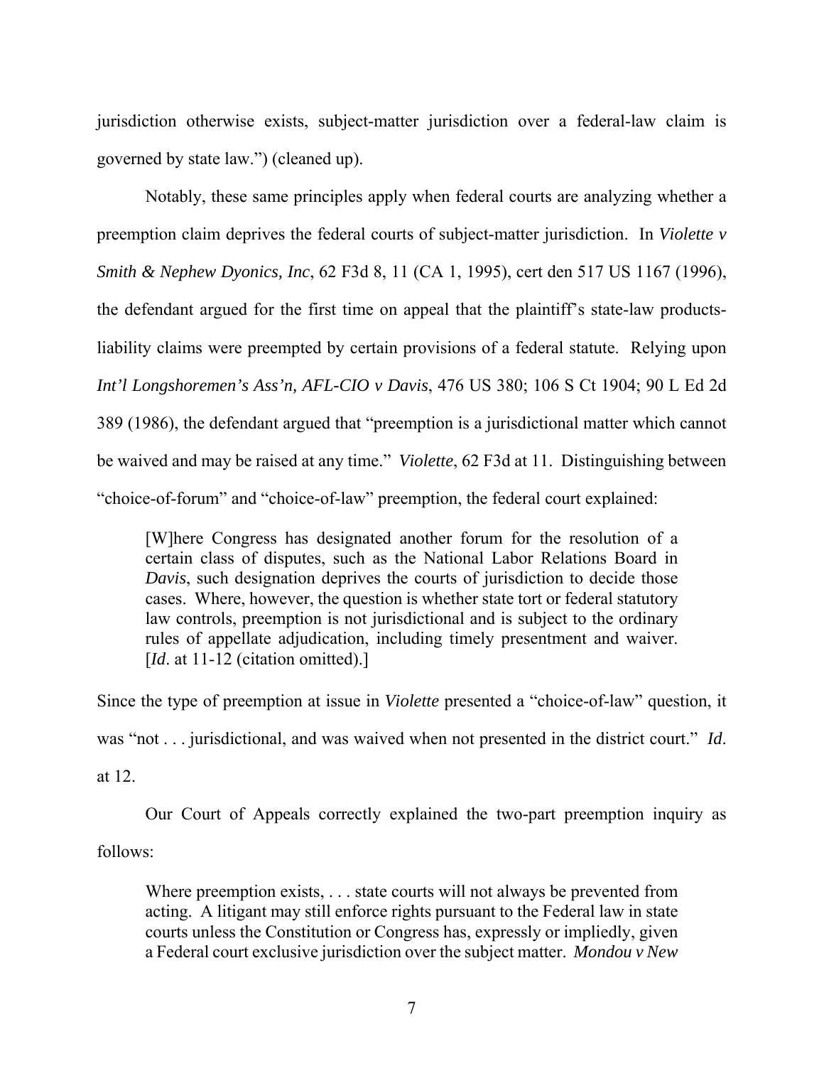jurisdiction otherwise exists, subject-matter jurisdiction over a federal-law claim is governed by state law.") (cleaned up).

Notably, these same principles apply when federal courts are analyzing whether a preemption claim deprives the federal courts of subject-matter jurisdiction. In *Violette v Smith & Nephew Dyonics, Inc*, 62 F3d 8, 11 (CA 1, 1995), cert den 517 US 1167 (1996), the defendant argued for the first time on appeal that the plaintiff's state-law products-liability claims were preempted by certain provisions of a federal statute. Relying upon *Int'l Longshoremen's Ass'n, AFL-CIO v Davis*, 476 US 380; 106 S Ct 1904; 90 L Ed 2d 389 (1986), the defendant argued that "preemption is a jurisdictional matter which cannot be waived and may be raised at any time." *Violette*, 62 F3d at 11. Distinguishing between "choice-of-forum" and "choice-of-law" preemption, the federal court explained:

> [W]here Congress has designated another forum for the resolution of a certain class of disputes, such as the National Labor Relations Board in *Davis*, such designation deprives the courts of jurisdiction to decide those cases. Where, however, the question is whether state tort or federal statutory law controls, preemption is not jurisdictional and is subject to the ordinary rules of appellate adjudication, including timely presentment and waiver. [*Id*. at 11-12 (citation omitted).]

Since the type of preemption at issue in *Violette* presented a "choice-of-law" question, it was "not . . . jurisdictional, and was waived when not presented in the district court." *Id*. at 12.

Our Court of Appeals correctly explained the two-part preemption inquiry as follows:

> Where preemption exists, . . . state courts will not always be prevented from acting. A litigant may still enforce rights pursuant to the Federal law in state courts unless the Constitution or Congress has, expressly or impliedly, given a Federal court exclusive jurisdiction over the subject matter. *Mondou v New*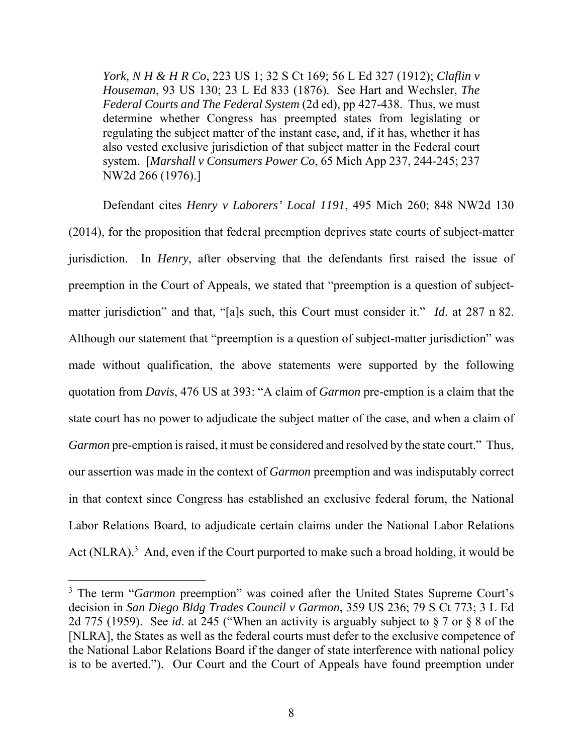> *York, N H & H R Co*, 223 US 1; 32 S Ct 169; 56 L Ed 327 (1912); *Claflin v Houseman*, 93 US 130; 23 L Ed 833 (1876). See Hart and Wechsler, *The Federal Courts and The Federal System* (2d ed), pp 427-438. Thus, we must determine whether Congress has preempted states from legislating or regulating the subject matter of the instant case, and, if it has, whether it has also vested exclusive jurisdiction of that subject matter in the Federal court system. [*Marshall v Consumers Power Co*, 65 Mich App 237, 244-245; 237 NW2d 266 (1976).]

Defendant cites *Henry v Laborers' Local 1191*, 495 Mich 260; 848 NW2d 130 (2014), for the proposition that federal preemption deprives state courts of subject-matter jurisdiction. In *Henry*, after observing that the defendants first raised the issue of preemption in the Court of Appeals, we stated that "preemption is a question of subject-matter jurisdiction" and that, "[a]s such, this Court must consider it." *Id*. at 287 n 82. Although our statement that "preemption is a question of subject-matter jurisdiction" was made without qualification, the above statements were supported by the following quotation from *Davis*, 476 US at 393: "A claim of *Garmon* pre-emption is a claim that the state court has no power to adjudicate the subject matter of the case, and when a claim of *Garmon* pre-emption is raised, it must be considered and resolved by the state court." Thus, our assertion was made in the context of *Garmon* preemption and was indisputably correct in that context since Congress has established an exclusive federal forum, the National Labor Relations Board, to adjudicate certain claims under the National Labor Relations Act (NLRA).[3] And, even if the Court purported to make such a broad holding, it would be

[3] The term "*Garmon* preemption" was coined after the United States Supreme Court's decision in *San Diego Bldg Trades Council v Garmon*, 359 US 236; 79 S Ct 773; 3 L Ed 2d 775 (1959). See *id*. at 245 ("When an activity is arguably subject to § 7 or § 8 of the [NLRA], the States as well as the federal courts must defer to the exclusive competence of the National Labor Relations Board if the danger of state interference with national policy is to be averted."). Our Court and the Court of Appeals have found preemption under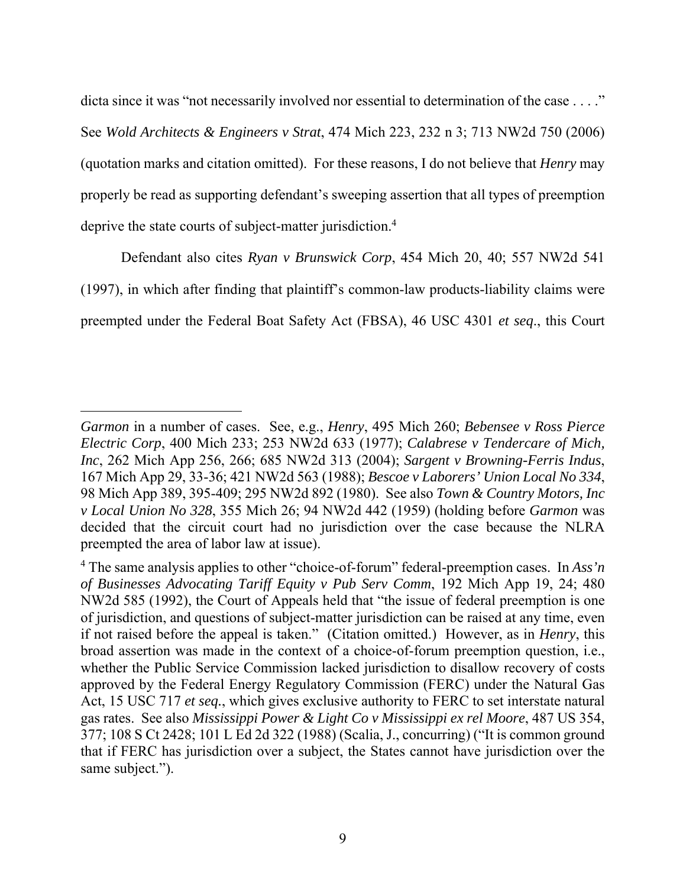dicta since it was "not necessarily involved nor essential to determination of the case . . . ." See *Wold Architects & Engineers v Strat*, 474 Mich 223, 232 n 3; 713 NW2d 750 (2006) (quotation marks and citation omitted). For these reasons, I do not believe that *Henry* may properly be read as supporting defendant's sweeping assertion that all types of preemption deprive the state courts of subject-matter jurisdiction.[4]

Defendant also cites *Ryan v Brunswick Corp*, 454 Mich 20, 40; 557 NW2d 541 (1997), in which after finding that plaintiff's common-law products-liability claims were preempted under the Federal Boat Safety Act (FBSA), 46 USC 4301 *et seq*., this Court

---

*Garmon* in a number of cases. See, e.g., *Henry*, 495 Mich 260; *Bebensee v Ross Pierce Electric Corp*, 400 Mich 233; 253 NW2d 633 (1977); *Calabrese v Tendercare of Mich, Inc*, 262 Mich App 256, 266; 685 NW2d 313 (2004); *Sargent v Browning-Ferris Indus*, 167 Mich App 29, 33-36; 421 NW2d 563 (1988); *Bescoe v Laborers' Union Local No 334*, 98 Mich App 389, 395-409; 295 NW2d 892 (1980). See also *Town & Country Motors, Inc v Local Union No 328*, 355 Mich 26; 94 NW2d 442 (1959) (holding before *Garmon* was decided that the circuit court had no jurisdiction over the case because the NLRA preempted the area of labor law at issue).

[4] The same analysis applies to other "choice-of-forum" federal-preemption cases. In *Ass'n of Businesses Advocating Tariff Equity v Pub Serv Comm*, 192 Mich App 19, 24; 480 NW2d 585 (1992), the Court of Appeals held that "the issue of federal preemption is one of jurisdiction, and questions of subject-matter jurisdiction can be raised at any time, even if not raised before the appeal is taken." (Citation omitted.) However, as in *Henry*, this broad assertion was made in the context of a choice-of-forum preemption question, i.e., whether the Public Service Commission lacked jurisdiction to disallow recovery of costs approved by the Federal Energy Regulatory Commission (FERC) under the Natural Gas Act, 15 USC 717 *et seq.*, which gives exclusive authority to FERC to set interstate natural gas rates. See also *Mississippi Power & Light Co v Mississippi ex rel Moore*, 487 US 354, 377; 108 S Ct 2428; 101 L Ed 2d 322 (1988) (Scalia, J., concurring) ("It is common ground that if FERC has jurisdiction over a subject, the States cannot have jurisdiction over the same subject.").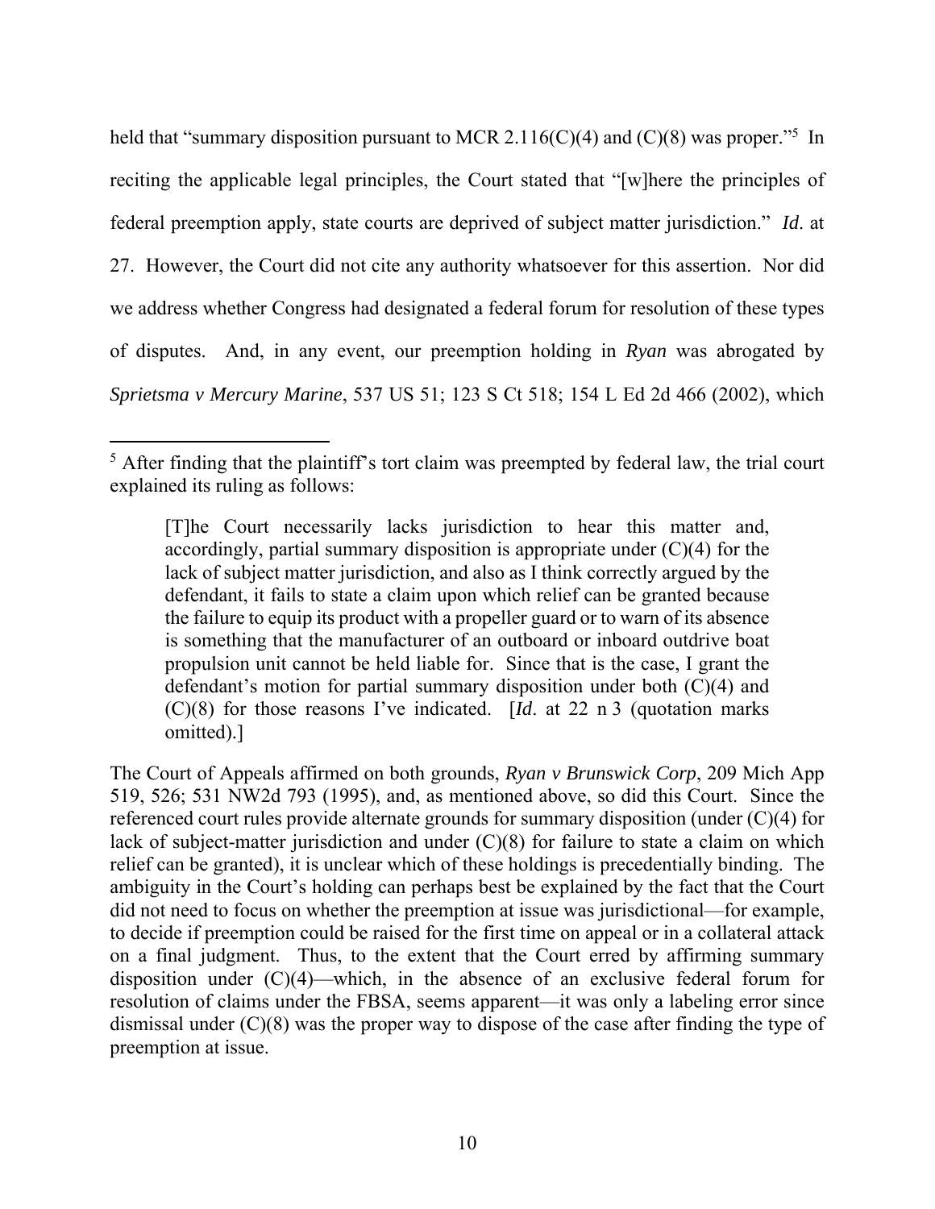held that "summary disposition pursuant to MCR 2.116(C)(4) and (C)(8) was proper."[5] In reciting the applicable legal principles, the Court stated that "[w]here the principles of federal preemption apply, state courts are deprived of subject matter jurisdiction." *Id*. at 27. However, the Court did not cite any authority whatsoever for this assertion. Nor did we address whether Congress had designated a federal forum for resolution of these types of disputes. And, in any event, our preemption holding in *Ryan* was abrogated by *Sprietsma v Mercury Marine*, 537 US 51; 123 S Ct 518; 154 L Ed 2d 466 (2002), which

---

[5] After finding that the plaintiff's tort claim was preempted by federal law, the trial court explained its ruling as follows:

> [T]he Court necessarily lacks jurisdiction to hear this matter and, accordingly, partial summary disposition is appropriate under (C)(4) for the lack of subject matter jurisdiction, and also as I think correctly argued by the defendant, it fails to state a claim upon which relief can be granted because the failure to equip its product with a propeller guard or to warn of its absence is something that the manufacturer of an outboard or inboard outdrive boat propulsion unit cannot be held liable for. Since that is the case, I grant the defendant's motion for partial summary disposition under both (C)(4) and (C)(8) for those reasons I've indicated. [*Id*. at 22 n 3 (quotation marks omitted).]

The Court of Appeals affirmed on both grounds, *Ryan v Brunswick Corp*, 209 Mich App 519, 526; 531 NW2d 793 (1995), and, as mentioned above, so did this Court. Since the referenced court rules provide alternate grounds for summary disposition (under (C)(4) for lack of subject-matter jurisdiction and under (C)(8) for failure to state a claim on which relief can be granted), it is unclear which of these holdings is precedentially binding. The ambiguity in the Court's holding can perhaps best be explained by the fact that the Court did not need to focus on whether the preemption at issue was jurisdictional—for example, to decide if preemption could be raised for the first time on appeal or in a collateral attack on a final judgment. Thus, to the extent that the Court erred by affirming summary disposition under (C)(4)—which, in the absence of an exclusive federal forum for resolution of claims under the FBSA, seems apparent—it was only a labeling error since dismissal under (C)(8) was the proper way to dispose of the case after finding the type of preemption at issue.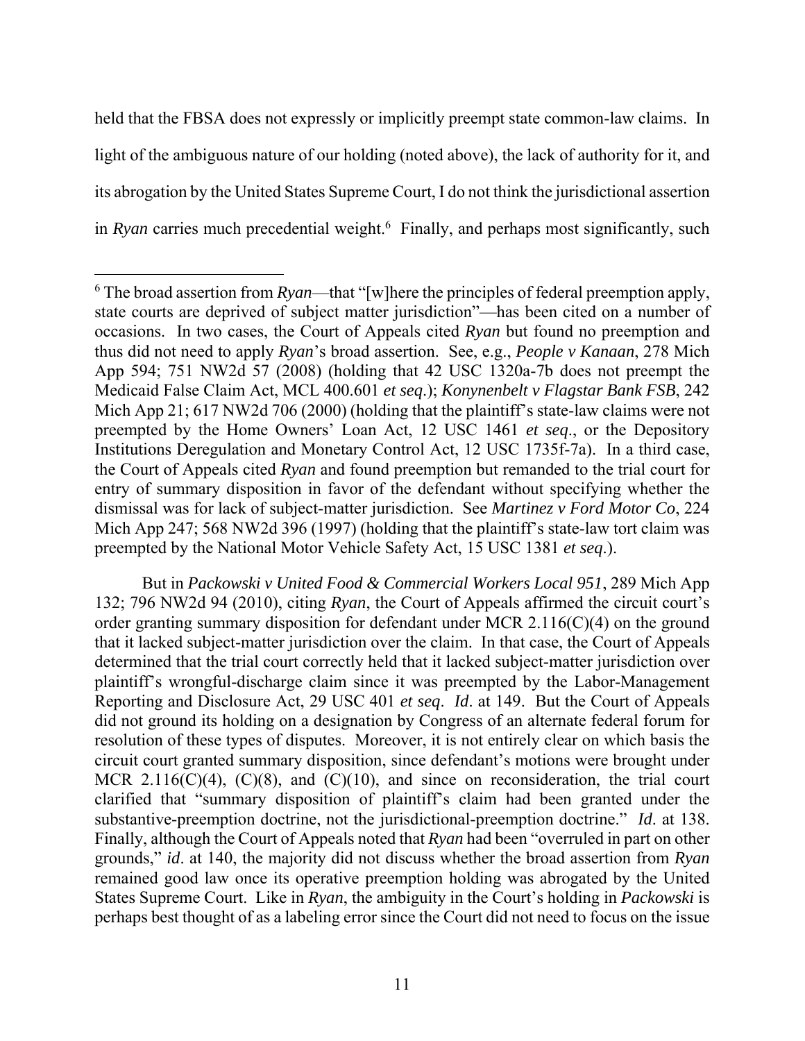held that the FBSA does not expressly or implicitly preempt state common-law claims. In light of the ambiguous nature of our holding (noted above), the lack of authority for it, and its abrogation by the United States Supreme Court, I do not think the jurisdictional assertion in *Ryan* carries much precedential weight.[6] Finally, and perhaps most significantly, such

---

[6] The broad assertion from *Ryan*—that "[w]here the principles of federal preemption apply, state courts are deprived of subject matter jurisdiction"—has been cited on a number of occasions. In two cases, the Court of Appeals cited *Ryan* but found no preemption and thus did not need to apply *Ryan*'s broad assertion. See, e.g., *People v Kanaan*, 278 Mich App 594; 751 NW2d 57 (2008) (holding that 42 USC 1320a-7b does not preempt the Medicaid False Claim Act, MCL 400.601 *et seq*.); *Konynenbelt v Flagstar Bank FSB*, 242 Mich App 21; 617 NW2d 706 (2000) (holding that the plaintiff's state-law claims were not preempted by the Home Owners' Loan Act, 12 USC 1461 *et seq*., or the Depository Institutions Deregulation and Monetary Control Act, 12 USC 1735f-7a). In a third case, the Court of Appeals cited *Ryan* and found preemption but remanded to the trial court for entry of summary disposition in favor of the defendant without specifying whether the dismissal was for lack of subject-matter jurisdiction. See *Martinez v Ford Motor Co*, 224 Mich App 247; 568 NW2d 396 (1997) (holding that the plaintiff's state-law tort claim was preempted by the National Motor Vehicle Safety Act, 15 USC 1381 *et seq*.).

But in *Packowski v United Food & Commercial Workers Local 951*, 289 Mich App 132; 796 NW2d 94 (2010), citing *Ryan*, the Court of Appeals affirmed the circuit court's order granting summary disposition for defendant under MCR 2.116(C)(4) on the ground that it lacked subject-matter jurisdiction over the claim. In that case, the Court of Appeals determined that the trial court correctly held that it lacked subject-matter jurisdiction over plaintiff's wrongful-discharge claim since it was preempted by the Labor-Management Reporting and Disclosure Act, 29 USC 401 *et seq*. *Id*. at 149. But the Court of Appeals did not ground its holding on a designation by Congress of an alternate federal forum for resolution of these types of disputes. Moreover, it is not entirely clear on which basis the circuit court granted summary disposition, since defendant's motions were brought under MCR 2.116(C)(4), (C)(8), and (C)(10), and since on reconsideration, the trial court clarified that "summary disposition of plaintiff's claim had been granted under the substantive-preemption doctrine, not the jurisdictional-preemption doctrine." *Id*. at 138. Finally, although the Court of Appeals noted that *Ryan* had been "overruled in part on other grounds," *id*. at 140, the majority did not discuss whether the broad assertion from *Ryan* remained good law once its operative preemption holding was abrogated by the United States Supreme Court. Like in *Ryan*, the ambiguity in the Court's holding in *Packowski* is perhaps best thought of as a labeling error since the Court did not need to focus on the issue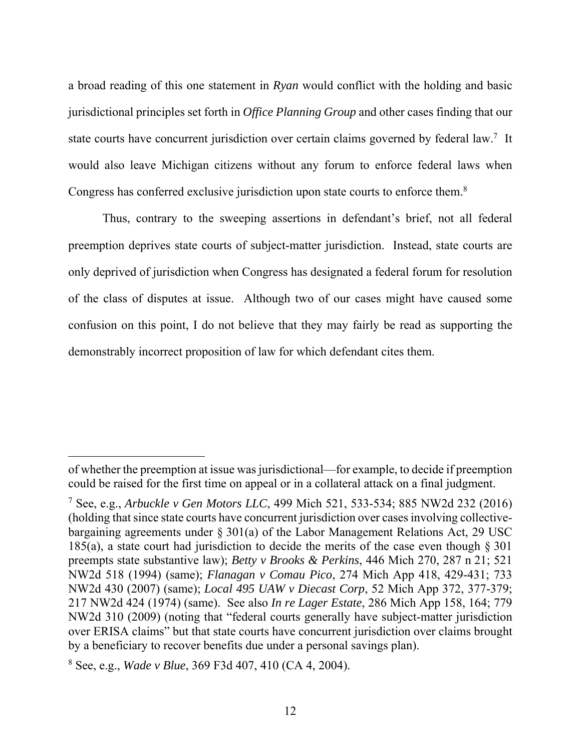a broad reading of this one statement in *Ryan* would conflict with the holding and basic jurisdictional principles set forth in *Office Planning Group* and other cases finding that our state courts have concurrent jurisdiction over certain claims governed by federal law.[7] It would also leave Michigan citizens without any forum to enforce federal laws when Congress has conferred exclusive jurisdiction upon state courts to enforce them.[8]

Thus, contrary to the sweeping assertions in defendant's brief, not all federal preemption deprives state courts of subject-matter jurisdiction. Instead, state courts are only deprived of jurisdiction when Congress has designated a federal forum for resolution of the class of disputes at issue. Although two of our cases might have caused some confusion on this point, I do not believe that they may fairly be read as supporting the demonstrably incorrect proposition of law for which defendant cites them.

---

of whether the preemption at issue was jurisdictional—for example, to decide if preemption could be raised for the first time on appeal or in a collateral attack on a final judgment.

[7] See, e.g., *Arbuckle v Gen Motors LLC*, 499 Mich 521, 533-534; 885 NW2d 232 (2016) (holding that since state courts have concurrent jurisdiction over cases involving collective-bargaining agreements under § 301(a) of the Labor Management Relations Act, 29 USC 185(a), a state court had jurisdiction to decide the merits of the case even though § 301 preempts state substantive law); *Betty v Brooks & Perkins*, 446 Mich 270, 287 n 21; 521 NW2d 518 (1994) (same); *Flanagan v Comau Pico*, 274 Mich App 418, 429-431; 733 NW2d 430 (2007) (same); *Local 495 UAW v Diecast Corp*, 52 Mich App 372, 377-379; 217 NW2d 424 (1974) (same). See also *In re Lager Estate*, 286 Mich App 158, 164; 779 NW2d 310 (2009) (noting that "federal courts generally have subject-matter jurisdiction over ERISA claims" but that state courts have concurrent jurisdiction over claims brought by a beneficiary to recover benefits due under a personal savings plan).

[8] See, e.g., *Wade v Blue*, 369 F3d 407, 410 (CA 4, 2004).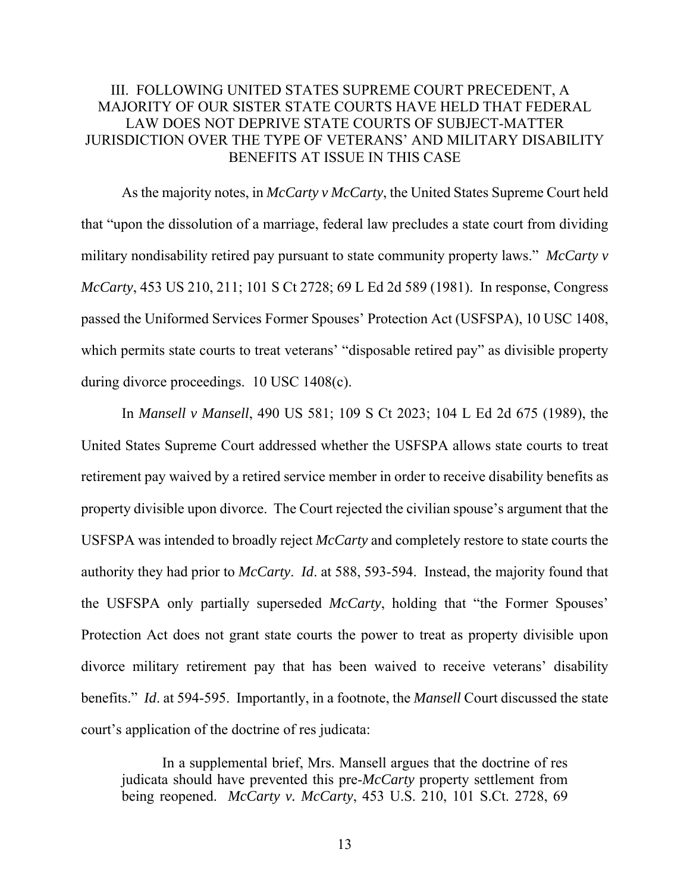## III. FOLLOWING UNITED STATES SUPREME COURT PRECEDENT, A MAJORITY OF OUR SISTER STATE COURTS HAVE HELD THAT FEDERAL LAW DOES NOT DEPRIVE STATE COURTS OF SUBJECT-MATTER JURISDICTION OVER THE TYPE OF VETERANS' AND MILITARY DISABILITY BENEFITS AT ISSUE IN THIS CASE

As the majority notes, in *McCarty v McCarty*, the United States Supreme Court held that "upon the dissolution of a marriage, federal law precludes a state court from dividing military nondisability retired pay pursuant to state community property laws." *McCarty v McCarty*, 453 US 210, 211; 101 S Ct 2728; 69 L Ed 2d 589 (1981). In response, Congress passed the Uniformed Services Former Spouses' Protection Act (USFSPA), 10 USC 1408, which permits state courts to treat veterans' "disposable retired pay" as divisible property during divorce proceedings. 10 USC 1408(c).

In *Mansell v Mansell*, 490 US 581; 109 S Ct 2023; 104 L Ed 2d 675 (1989), the United States Supreme Court addressed whether the USFSPA allows state courts to treat retirement pay waived by a retired service member in order to receive disability benefits as property divisible upon divorce. The Court rejected the civilian spouse's argument that the USFSPA was intended to broadly reject *McCarty* and completely restore to state courts the authority they had prior to *McCarty*. *Id*. at 588, 593-594. Instead, the majority found that the USFSPA only partially superseded *McCarty*, holding that "the Former Spouses' Protection Act does not grant state courts the power to treat as property divisible upon divorce military retirement pay that has been waived to receive veterans' disability benefits." *Id*. at 594-595. Importantly, in a footnote, the *Mansell* Court discussed the state court's application of the doctrine of res judicata:

> In a supplemental brief, Mrs. Mansell argues that the doctrine of res judicata should have prevented this pre-*McCarty* property settlement from being reopened. *McCarty v. McCarty*, 453 U.S. 210, 101 S.Ct. 2728, 69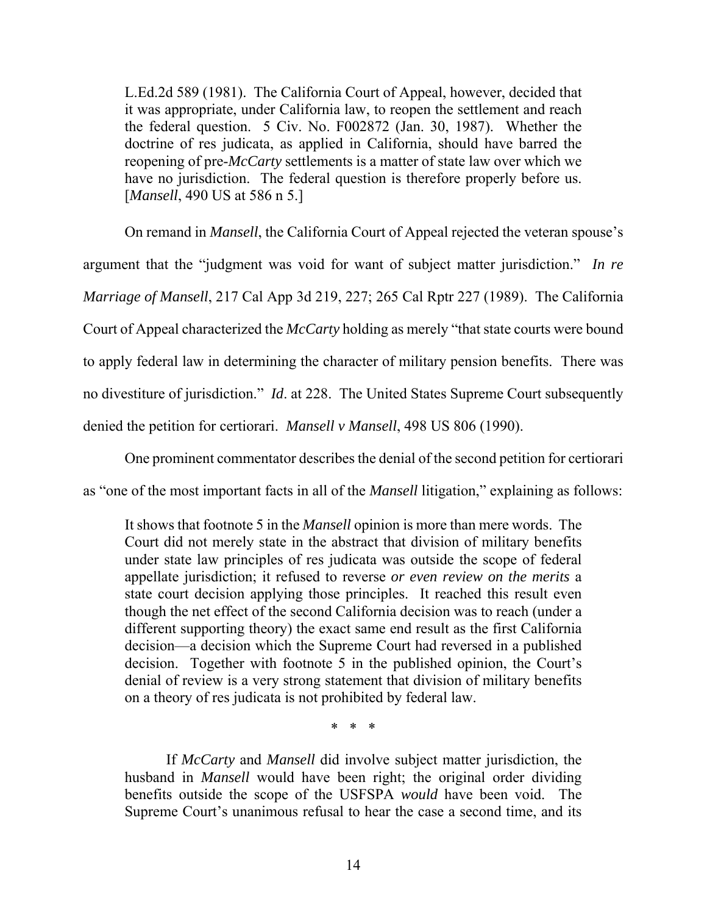> L.Ed.2d 589 (1981). The California Court of Appeal, however, decided that it was appropriate, under California law, to reopen the settlement and reach the federal question. 5 Civ. No. F002872 (Jan. 30, 1987). Whether the doctrine of res judicata, as applied in California, should have barred the reopening of pre-*McCarty* settlements is a matter of state law over which we have no jurisdiction. The federal question is therefore properly before us. [*Mansell*, 490 US at 586 n 5.]

On remand in *Mansell*, the California Court of Appeal rejected the veteran spouse's argument that the "judgment was void for want of subject matter jurisdiction." *In re Marriage of Mansell*, 217 Cal App 3d 219, 227; 265 Cal Rptr 227 (1989). The California Court of Appeal characterized the *McCarty* holding as merely "that state courts were bound to apply federal law in determining the character of military pension benefits. There was no divestiture of jurisdiction." *Id*. at 228. The United States Supreme Court subsequently denied the petition for certiorari. *Mansell v Mansell*, 498 US 806 (1990).

One prominent commentator describes the denial of the second petition for certiorari as "one of the most important facts in all of the *Mansell* litigation," explaining as follows:

> It shows that footnote 5 in the *Mansell* opinion is more than mere words. The Court did not merely state in the abstract that division of military benefits under state law principles of res judicata was outside the scope of federal appellate jurisdiction; it refused to reverse *or even review on the merits* a state court decision applying those principles. It reached this result even though the net effect of the second California decision was to reach (under a different supporting theory) the exact same end result as the first California decision—a decision which the Supreme Court had reversed in a published decision. Together with footnote 5 in the published opinion, the Court's denial of review is a very strong statement that division of military benefits on a theory of res judicata is not prohibited by federal law.
>
> \* \* \*
>
> If *McCarty* and *Mansell* did involve subject matter jurisdiction, the husband in *Mansell* would have been right; the original order dividing benefits outside the scope of the USFSPA *would* have been void. The Supreme Court's unanimous refusal to hear the case a second time, and its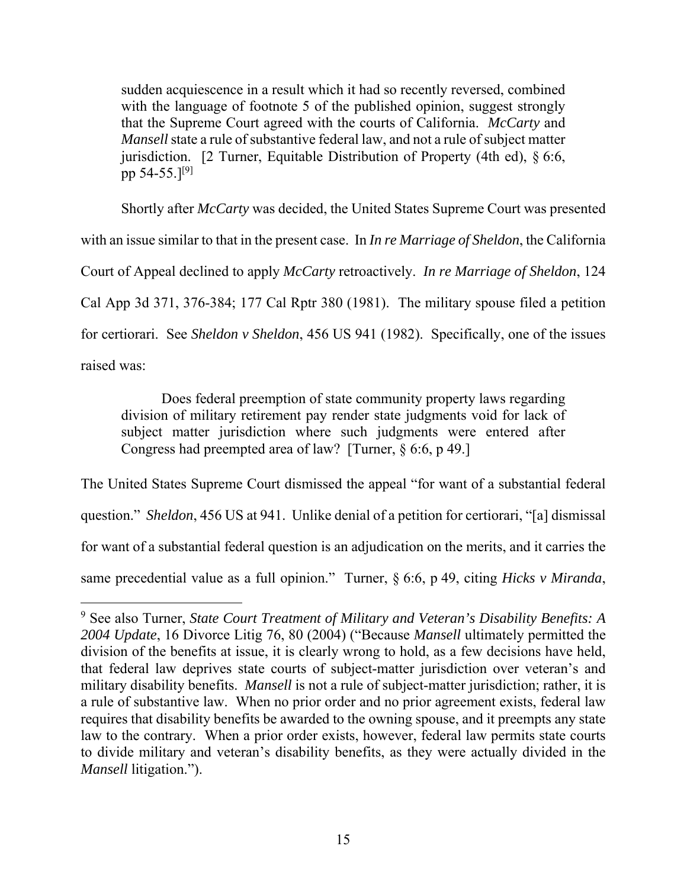> sudden acquiescence in a result which it had so recently reversed, combined with the language of footnote 5 of the published opinion, suggest strongly that the Supreme Court agreed with the courts of California. *McCarty* and *Mansell* state a rule of substantive federal law, and not a rule of subject matter jurisdiction. [2 Turner, Equitable Distribution of Property (4th ed), § 6:6, pp 54-55.][9]

Shortly after *McCarty* was decided, the United States Supreme Court was presented with an issue similar to that in the present case. In *In re Marriage of Sheldon*, the California Court of Appeal declined to apply *McCarty* retroactively. *In re Marriage of Sheldon*, 124 Cal App 3d 371, 376-384; 177 Cal Rptr 380 (1981). The military spouse filed a petition for certiorari. See *Sheldon v Sheldon*, 456 US 941 (1982). Specifically, one of the issues raised was:

> Does federal preemption of state community property laws regarding division of military retirement pay render state judgments void for lack of subject matter jurisdiction where such judgments were entered after Congress had preempted area of law? [Turner, § 6:6, p 49.]

The United States Supreme Court dismissed the appeal "for want of a substantial federal question." *Sheldon*, 456 US at 941. Unlike denial of a petition for certiorari, "[a] dismissal for want of a substantial federal question is an adjudication on the merits, and it carries the same precedential value as a full opinion." Turner, § 6:6, p 49, citing *Hicks v Miranda*,

---

[9] See also Turner, *State Court Treatment of Military and Veteran's Disability Benefits: A 2004 Update*, 16 Divorce Litig 76, 80 (2004) ("Because *Mansell* ultimately permitted the division of the benefits at issue, it is clearly wrong to hold, as a few decisions have held, that federal law deprives state courts of subject-matter jurisdiction over veteran's and military disability benefits. *Mansell* is not a rule of subject-matter jurisdiction; rather, it is a rule of substantive law. When no prior order and no prior agreement exists, federal law requires that disability benefits be awarded to the owning spouse, and it preempts any state law to the contrary. When a prior order exists, however, federal law permits state courts to divide military and veteran's disability benefits, as they were actually divided in the *Mansell* litigation.").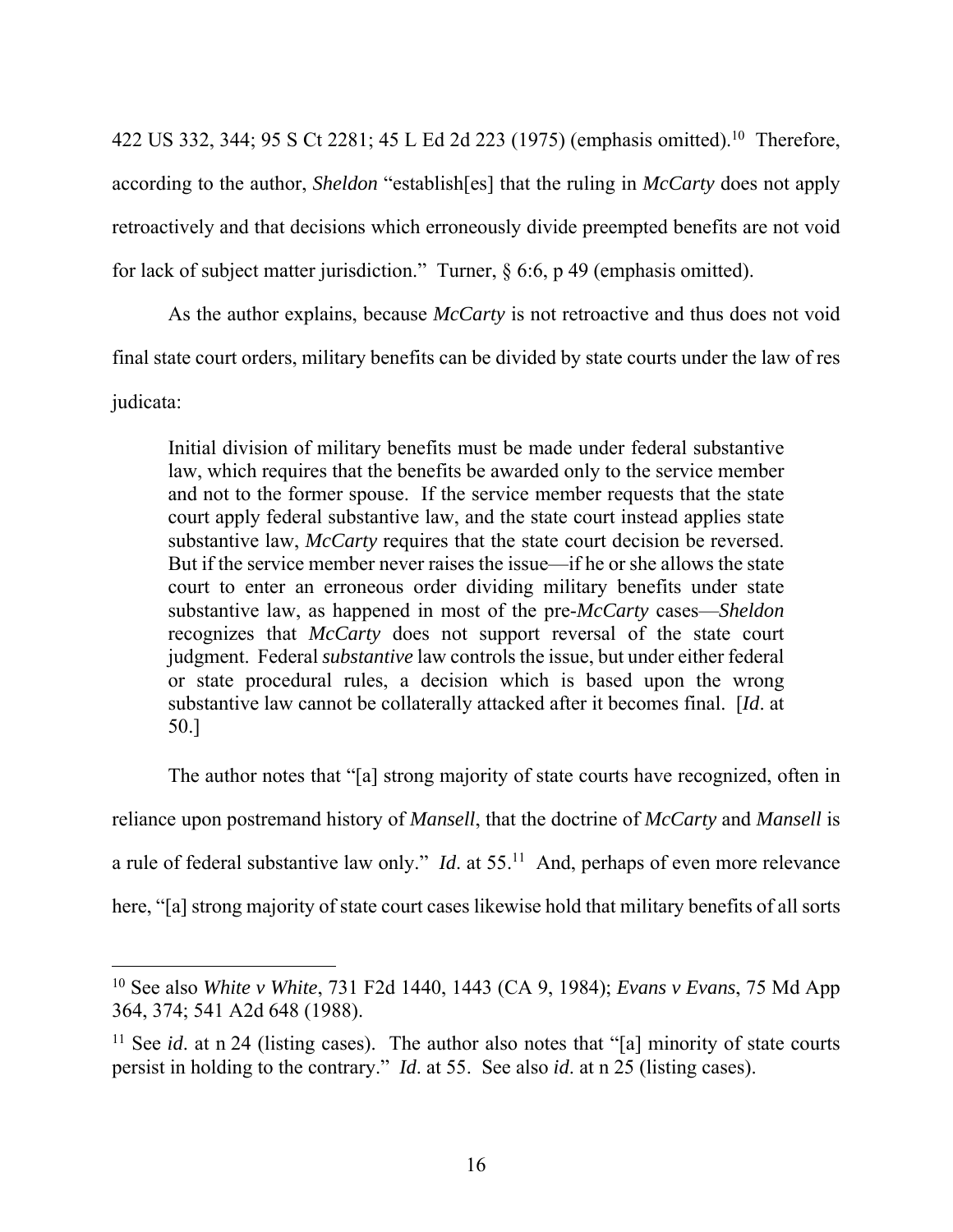422 US 332, 344; 95 S Ct 2281; 45 L Ed 2d 223 (1975) (emphasis omitted).[10] Therefore, according to the author, *Sheldon* "establish[es] that the ruling in *McCarty* does not apply retroactively and that decisions which erroneously divide preempted benefits are not void for lack of subject matter jurisdiction." Turner, § 6:6, p 49 (emphasis omitted).

As the author explains, because *McCarty* is not retroactive and thus does not void final state court orders, military benefits can be divided by state courts under the law of res judicata:

> Initial division of military benefits must be made under federal substantive law, which requires that the benefits be awarded only to the service member and not to the former spouse. If the service member requests that the state court apply federal substantive law, and the state court instead applies state substantive law, *McCarty* requires that the state court decision be reversed. But if the service member never raises the issue—if he or she allows the state court to enter an erroneous order dividing military benefits under state substantive law, as happened in most of the pre-*McCarty* cases—*Sheldon* recognizes that *McCarty* does not support reversal of the state court judgment. Federal *substantive* law controls the issue, but under either federal or state procedural rules, a decision which is based upon the wrong substantive law cannot be collaterally attacked after it becomes final. [*Id*. at 50.]

The author notes that "[a] strong majority of state courts have recognized, often in reliance upon postremand history of *Mansell*, that the doctrine of *McCarty* and *Mansell* is a rule of federal substantive law only." *Id*. at 55.[11] And, perhaps of even more relevance here, "[a] strong majority of state court cases likewise hold that military benefits of all sorts

---

[10] See also *White v White*, 731 F2d 1440, 1443 (CA 9, 1984); *Evans v Evans*, 75 Md App 364, 374; 541 A2d 648 (1988).

[11] See *id*. at n 24 (listing cases). The author also notes that "[a] minority of state courts persist in holding to the contrary." *Id*. at 55. See also *id*. at n 25 (listing cases).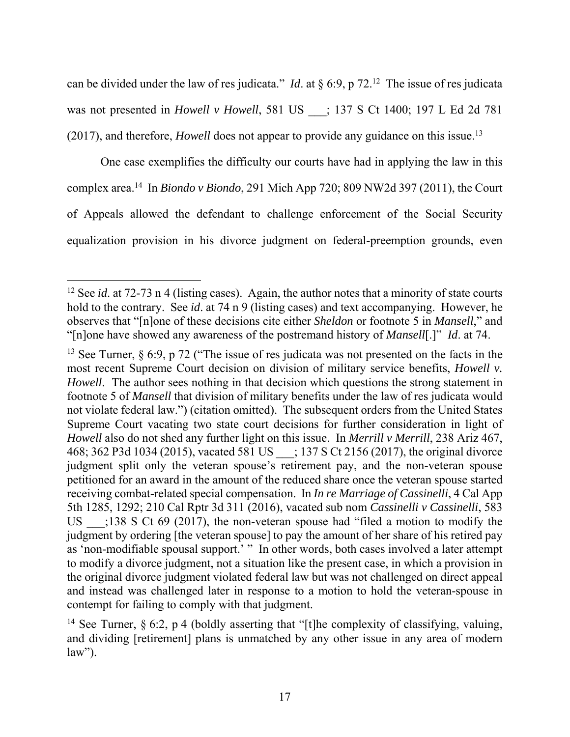can be divided under the law of res judicata." *Id*. at § 6:9, p 72.[12] The issue of res judicata was not presented in *Howell v Howell*, 581 US ___; 137 S Ct 1400; 197 L Ed 2d 781 (2017), and therefore, *Howell* does not appear to provide any guidance on this issue.[13]

One case exemplifies the difficulty our courts have had in applying the law in this complex area.[14] In *Biondo v Biondo*, 291 Mich App 720; 809 NW2d 397 (2011), the Court of Appeals allowed the defendant to challenge enforcement of the Social Security equalization provision in his divorce judgment on federal-preemption grounds, even

---

[12] See *id*. at 72-73 n 4 (listing cases). Again, the author notes that a minority of state courts hold to the contrary. See *id*. at 74 n 9 (listing cases) and text accompanying. However, he observes that "[n]one of these decisions cite either *Sheldon* or footnote 5 in *Mansell*," and "[n]one have showed any awareness of the postremand history of *Mansell*[.]" *Id*. at 74.

[13] See Turner, § 6:9, p 72 ("The issue of res judicata was not presented on the facts in the most recent Supreme Court decision on division of military service benefits, *Howell v. Howell*. The author sees nothing in that decision which questions the strong statement in footnote 5 of *Mansell* that division of military benefits under the law of res judicata would not violate federal law.") (citation omitted). The subsequent orders from the United States Supreme Court vacating two state court decisions for further consideration in light of *Howell* also do not shed any further light on this issue. In *Merrill v Merrill*, 238 Ariz 467, 468; 362 P3d 1034 (2015), vacated 581 US ___; 137 S Ct 2156 (2017), the original divorce judgment split only the veteran spouse's retirement pay, and the non-veteran spouse petitioned for an award in the amount of the reduced share once the veteran spouse started receiving combat-related special compensation. In *In re Marriage of Cassinelli*, 4 Cal App 5th 1285, 1292; 210 Cal Rptr 3d 311 (2016), vacated sub nom *Cassinelli v Cassinelli*, 583 US ___;138 S Ct 69 (2017), the non-veteran spouse had "filed a motion to modify the judgment by ordering [the veteran spouse] to pay the amount of her share of his retired pay as 'non-modifiable spousal support.' " In other words, both cases involved a later attempt to modify a divorce judgment, not a situation like the present case, in which a provision in the original divorce judgment violated federal law but was not challenged on direct appeal and instead was challenged later in response to a motion to hold the veteran-spouse in contempt for failing to comply with that judgment.

[14] See Turner, § 6:2, p 4 (boldly asserting that "[t]he complexity of classifying, valuing, and dividing [retirement] plans is unmatched by any other issue in any area of modern law").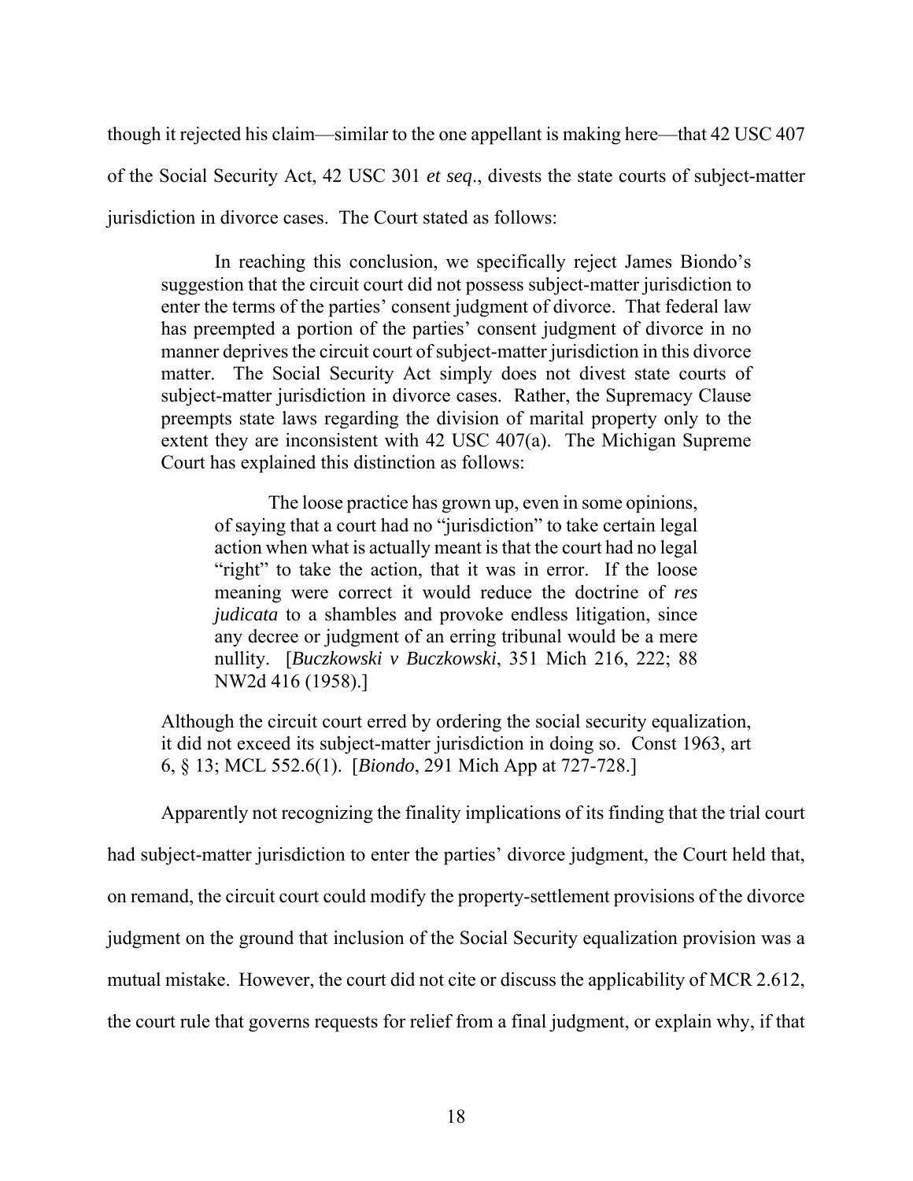though it rejected his claim—similar to the one appellant is making here—that 42 USC 407 of the Social Security Act, 42 USC 301 *et seq*., divests the state courts of subject-matter jurisdiction in divorce cases. The Court stated as follows:

> In reaching this conclusion, we specifically reject James Biondo's suggestion that the circuit court did not possess subject-matter jurisdiction to enter the terms of the parties' consent judgment of divorce. That federal law has preempted a portion of the parties' consent judgment of divorce in no manner deprives the circuit court of subject-matter jurisdiction in this divorce matter. The Social Security Act simply does not divest state courts of subject-matter jurisdiction in divorce cases. Rather, the Supremacy Clause preempts state laws regarding the division of marital property only to the extent they are inconsistent with 42 USC 407(a). The Michigan Supreme Court has explained this distinction as follows:
>
> > The loose practice has grown up, even in some opinions, of saying that a court had no "jurisdiction" to take certain legal action when what is actually meant is that the court had no legal "right" to take the action, that it was in error. If the loose meaning were correct it would reduce the doctrine of *res judicata* to a shambles and provoke endless litigation, since any decree or judgment of an erring tribunal would be a mere nullity. [*Buczkowski v Buczkowski*, 351 Mich 216, 222; 88 NW2d 416 (1958).]
>
> Although the circuit court erred by ordering the social security equalization, it did not exceed its subject-matter jurisdiction in doing so. Const 1963, art 6, § 13; MCL 552.6(1). [*Biondo*, 291 Mich App at 727-728.]

Apparently not recognizing the finality implications of its finding that the trial court had subject-matter jurisdiction to enter the parties' divorce judgment, the Court held that, on remand, the circuit court could modify the property-settlement provisions of the divorce judgment on the ground that inclusion of the Social Security equalization provision was a mutual mistake. However, the court did not cite or discuss the applicability of MCR 2.612, the court rule that governs requests for relief from a final judgment, or explain why, if that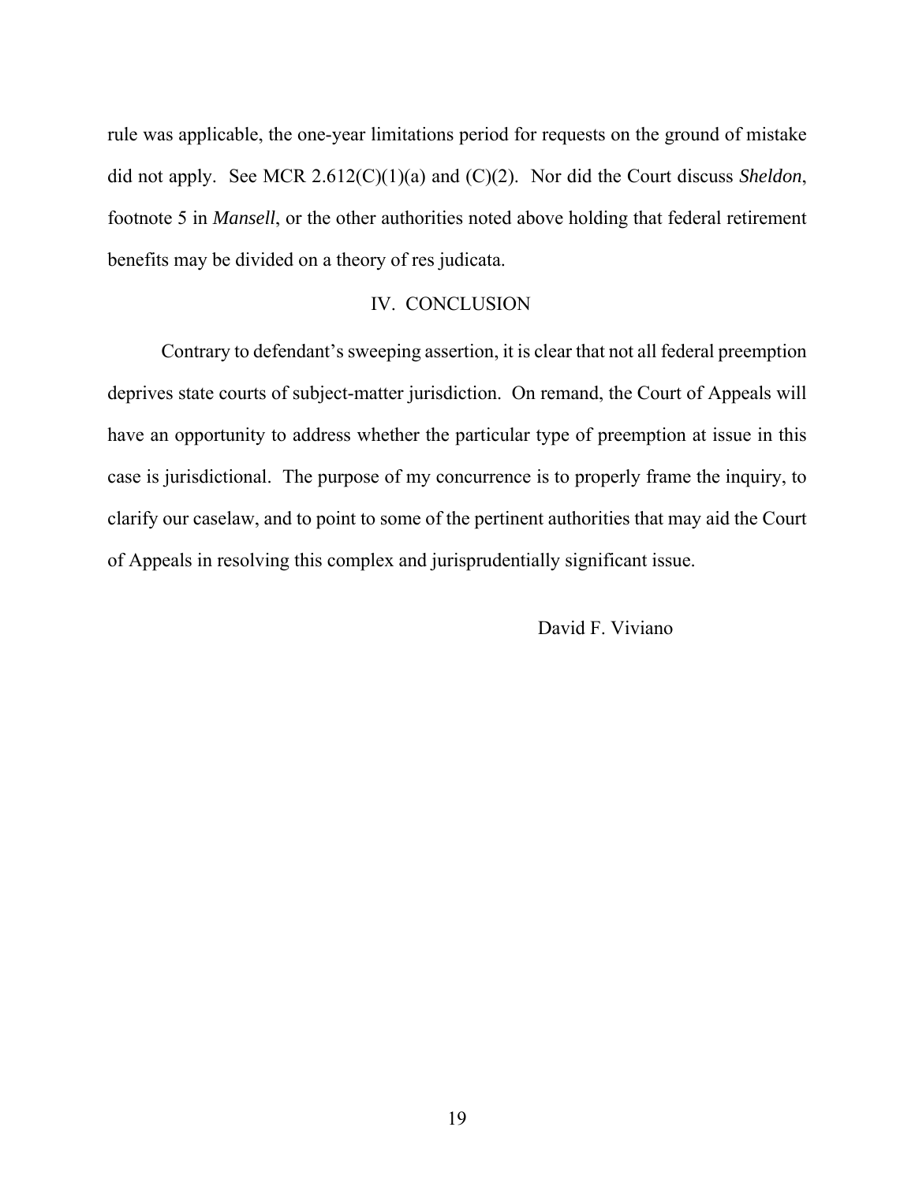rule was applicable, the one-year limitations period for requests on the ground of mistake did not apply. See MCR 2.612(C)(1)(a) and (C)(2). Nor did the Court discuss *Sheldon*, footnote 5 in *Mansell*, or the other authorities noted above holding that federal retirement benefits may be divided on a theory of res judicata.

## IV. CONCLUSION

Contrary to defendant's sweeping assertion, it is clear that not all federal preemption deprives state courts of subject-matter jurisdiction. On remand, the Court of Appeals will have an opportunity to address whether the particular type of preemption at issue in this case is jurisdictional. The purpose of my concurrence is to properly frame the inquiry, to clarify our caselaw, and to point to some of the pertinent authorities that may aid the Court of Appeals in resolving this complex and jurisprudentially significant issue.

David F. Viviano